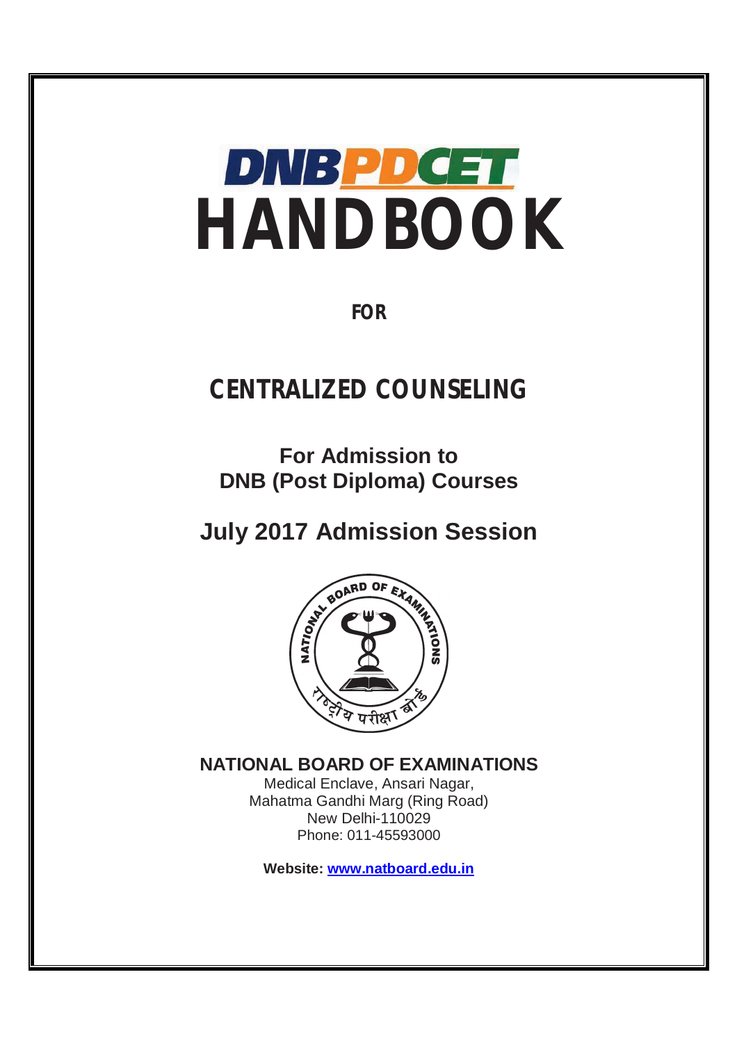# DNBPDCET HANDBOOK

**FOR**

## CENTRALIZED COUNSELING

**For Admission to**
**DNB (Post Diploma) Courses**

## July 2017 Admission Session

**NATIONAL BOARD OF EXAMINATIONS**
Medical Enclave, Ansari Nagar,
Mahatma Gandhi Marg (Ring Road)
New Delhi-110029
Phone: 011-45593000

**Website: www.natboard.edu.in**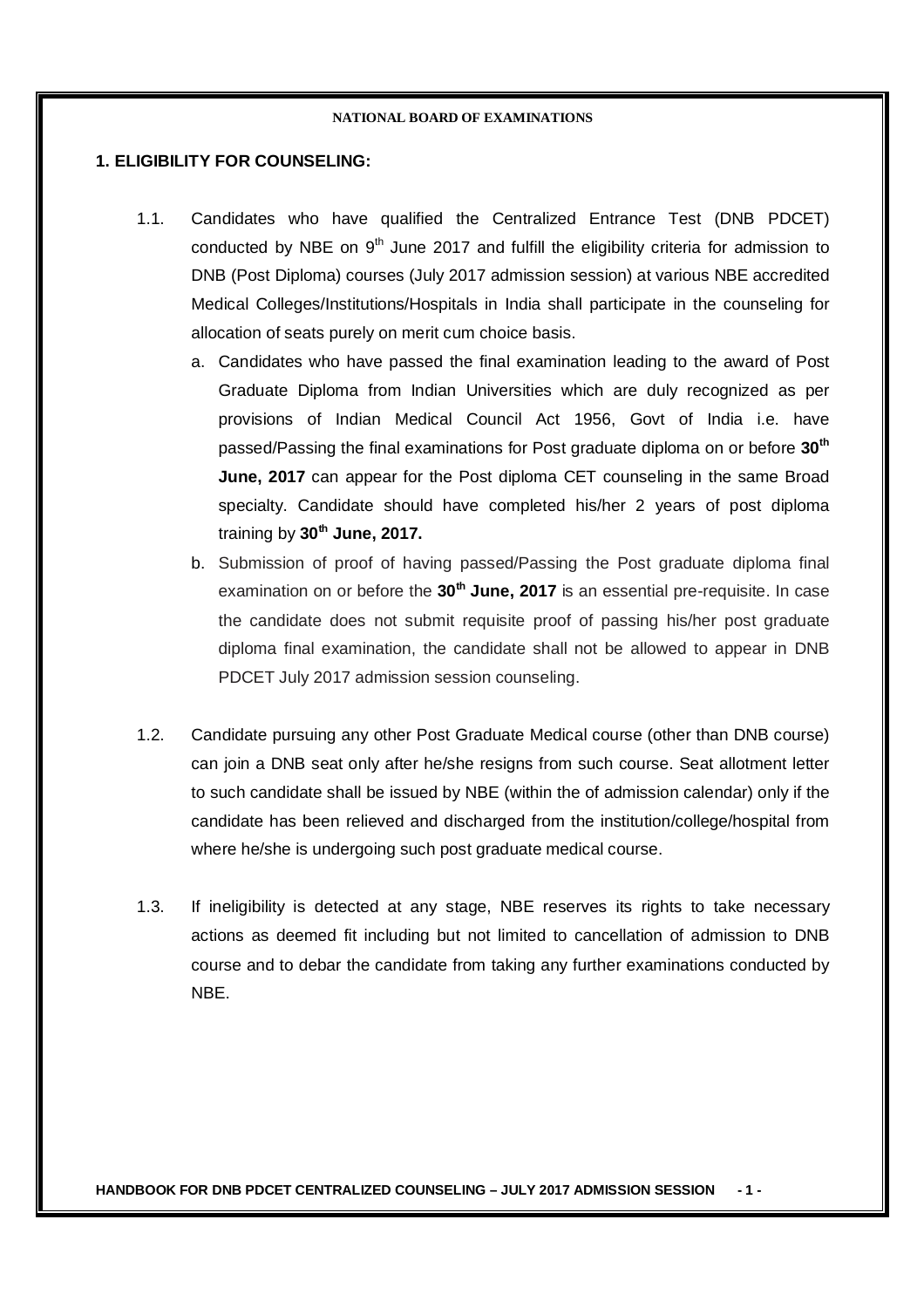## 1. ELIGIBILITY FOR COUNSELING:

1.1. Candidates who have qualified the Centralized Entrance Test (DNB PDCET) conducted by NBE on 9th June 2017 and fulfill the eligibility criteria for admission to DNB (Post Diploma) courses (July 2017 admission session) at various NBE accredited Medical Colleges/Institutions/Hospitals in India shall participate in the counseling for allocation of seats purely on merit cum choice basis.

   a. Candidates who have passed the final examination leading to the award of Post Graduate Diploma from Indian Universities which are duly recognized as per provisions of Indian Medical Council Act 1956, Govt of India i.e. have passed/Passing the final examinations for Post graduate diploma on or before **30th June, 2017** can appear for the Post diploma CET counseling in the same Broad specialty. Candidate should have completed his/her 2 years of post diploma training by **30th June, 2017.**

   b. Submission of proof of having passed/Passing the Post graduate diploma final examination on or before the **30th June, 2017** is an essential pre-requisite. In case the candidate does not submit requisite proof of passing his/her post graduate diploma final examination, the candidate shall not be allowed to appear in DNB PDCET July 2017 admission session counseling.

1.2. Candidate pursuing any other Post Graduate Medical course (other than DNB course) can join a DNB seat only after he/she resigns from such course. Seat allotment letter to such candidate shall be issued by NBE (within the of admission calendar) only if the candidate has been relieved and discharged from the institution/college/hospital from where he/she is undergoing such post graduate medical course.

1.3. If ineligibility is detected at any stage, NBE reserves its rights to take necessary actions as deemed fit including but not limited to cancellation of admission to DNB course and to debar the candidate from taking any further examinations conducted by NBE.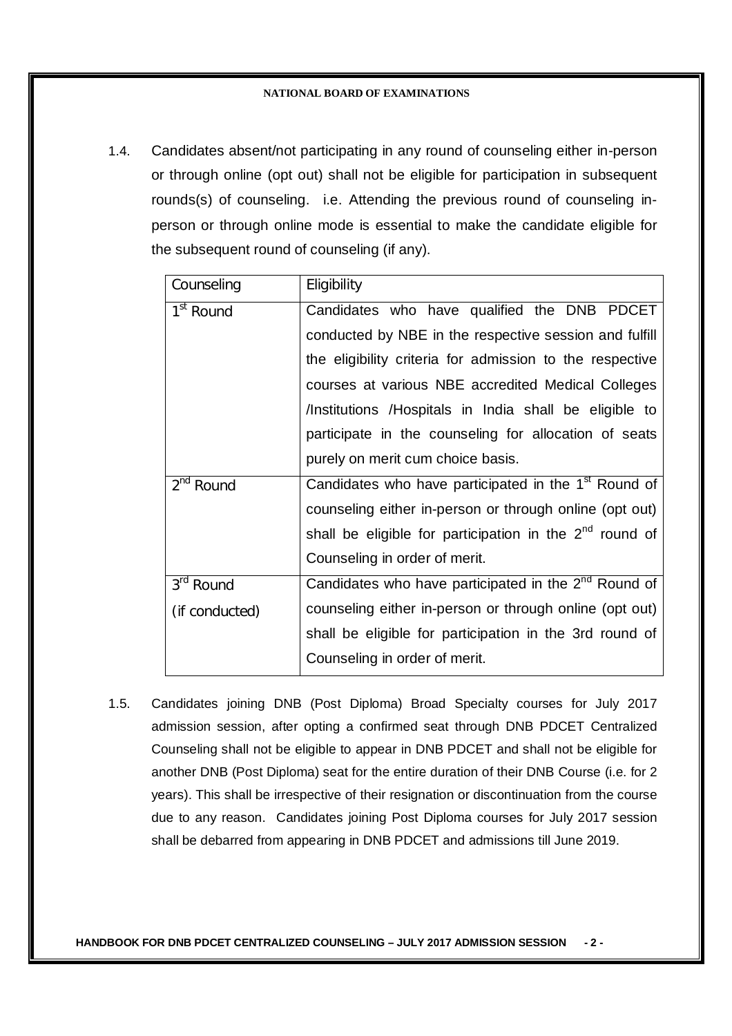1.4. Candidates absent/not participating in any round of counseling either in-person or through online (opt out) shall not be eligible for participation in subsequent rounds(s) of counseling. i.e. Attending the previous round of counseling in-person or through online mode is essential to make the candidate eligible for the subsequent round of counseling (if any).

| Counseling | Eligibility |
| --- | --- |
| 1st Round | Candidates who have qualified the DNB PDCET conducted by NBE in the respective session and fulfill the eligibility criteria for admission to the respective courses at various NBE accredited Medical Colleges /Institutions /Hospitals in India shall be eligible to participate in the counseling for allocation of seats purely on merit cum choice basis. |
| 2nd Round | Candidates who have participated in the 1st Round of counseling either in-person or through online (opt out) shall be eligible for participation in the 2nd round of Counseling in order of merit. |
| 3rd Round (if conducted) | Candidates who have participated in the 2nd Round of counseling either in-person or through online (opt out) shall be eligible for participation in the 3rd round of Counseling in order of merit. |

1.5. Candidates joining DNB (Post Diploma) Broad Specialty courses for July 2017 admission session, after opting a confirmed seat through DNB PDCET Centralized Counseling shall not be eligible to appear in DNB PDCET and shall not be eligible for another DNB (Post Diploma) seat for the entire duration of their DNB Course (i.e. for 2 years). This shall be irrespective of their resignation or discontinuation from the course due to any reason. Candidates joining Post Diploma courses for July 2017 session shall be debarred from appearing in DNB PDCET and admissions till June 2019.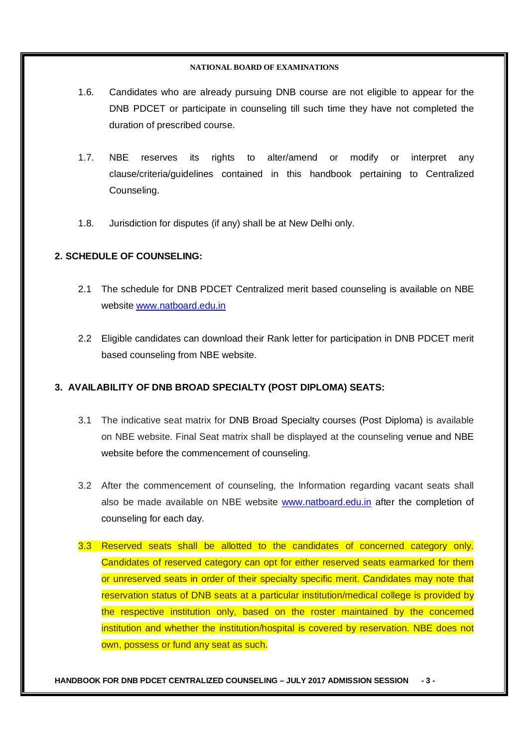1.6. Candidates who are already pursuing DNB course are not eligible to appear for the DNB PDCET or participate in counseling till such time they have not completed the duration of prescribed course.

1.7. NBE reserves its rights to alter/amend or modify or interpret any clause/criteria/guidelines contained in this handbook pertaining to Centralized Counseling.

1.8. Jurisdiction for disputes (if any) shall be at New Delhi only.

## 2. SCHEDULE OF COUNSELING:

2.1 The schedule for DNB PDCET Centralized merit based counseling is available on NBE website www.natboard.edu.in

2.2 Eligible candidates can download their Rank letter for participation in DNB PDCET merit based counseling from NBE website.

## 3. AVAILABILITY OF DNB BROAD SPECIALTY (POST DIPLOMA) SEATS:

3.1 The indicative seat matrix for DNB Broad Specialty courses (Post Diploma) is available on NBE website. Final Seat matrix shall be displayed at the counseling venue and NBE website before the commencement of counseling.

3.2 After the commencement of counseling, the Information regarding vacant seats shall also be made available on NBE website www.natboard.edu.in after the completion of counseling for each day.

3.3 Reserved seats shall be allotted to the candidates of concerned category only. Candidates of reserved category can opt for either reserved seats earmarked for them or unreserved seats in order of their specialty specific merit. Candidates may note that reservation status of DNB seats at a particular institution/medical college is provided by the respective institution only, based on the roster maintained by the concerned institution and whether the institution/hospital is covered by reservation. NBE does not own, possess or fund any seat as such.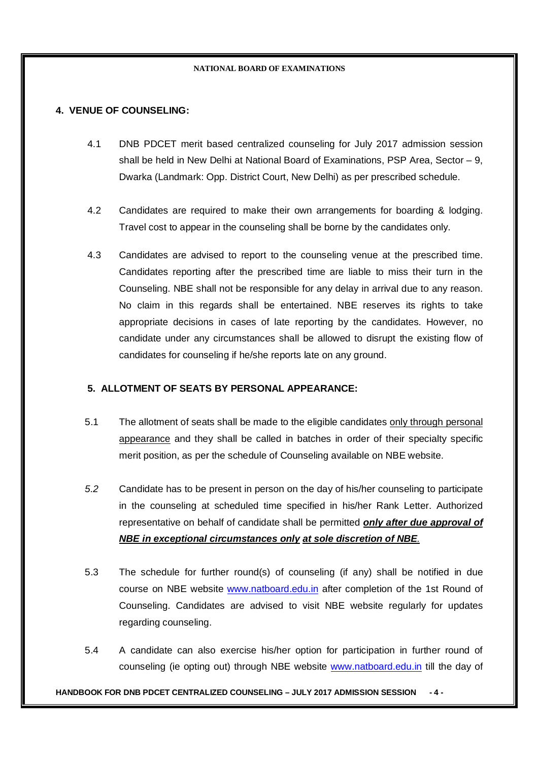## 4. VENUE OF COUNSELING:

4.1 DNB PDCET merit based centralized counseling for July 2017 admission session shall be held in New Delhi at National Board of Examinations, PSP Area, Sector – 9, Dwarka (Landmark: Opp. District Court, New Delhi) as per prescribed schedule.

4.2 Candidates are required to make their own arrangements for boarding & lodging. Travel cost to appear in the counseling shall be borne by the candidates only.

4.3 Candidates are advised to report to the counseling venue at the prescribed time. Candidates reporting after the prescribed time are liable to miss their turn in the Counseling. NBE shall not be responsible for any delay in arrival due to any reason. No claim in this regards shall be entertained. NBE reserves its rights to take appropriate decisions in cases of late reporting by the candidates. However, no candidate under any circumstances shall be allowed to disrupt the existing flow of candidates for counseling if he/she reports late on any ground.

## 5. ALLOTMENT OF SEATS BY PERSONAL APPEARANCE:

5.1 The allotment of seats shall be made to the eligible candidates <u>only through personal appearance</u> and they shall be called in batches in order of their specialty specific merit position, as per the schedule of Counseling available on NBE website.

*5.2* Candidate has to be present in person on the day of his/her counseling to participate in the counseling at scheduled time specified in his/her Rank Letter. Authorized representative on behalf of candidate shall be permitted ***<u>only after due approval of NBE in exceptional circumstances only</u> <u>at sole discretion of NBE</u>.***

5.3 The schedule for further round(s) of counseling (if any) shall be notified in due course on NBE website www.natboard.edu.in after completion of the 1st Round of Counseling. Candidates are advised to visit NBE website regularly for updates regarding counseling.

5.4 A candidate can also exercise his/her option for participation in further round of counseling (ie opting out) through NBE website www.natboard.edu.in till the day of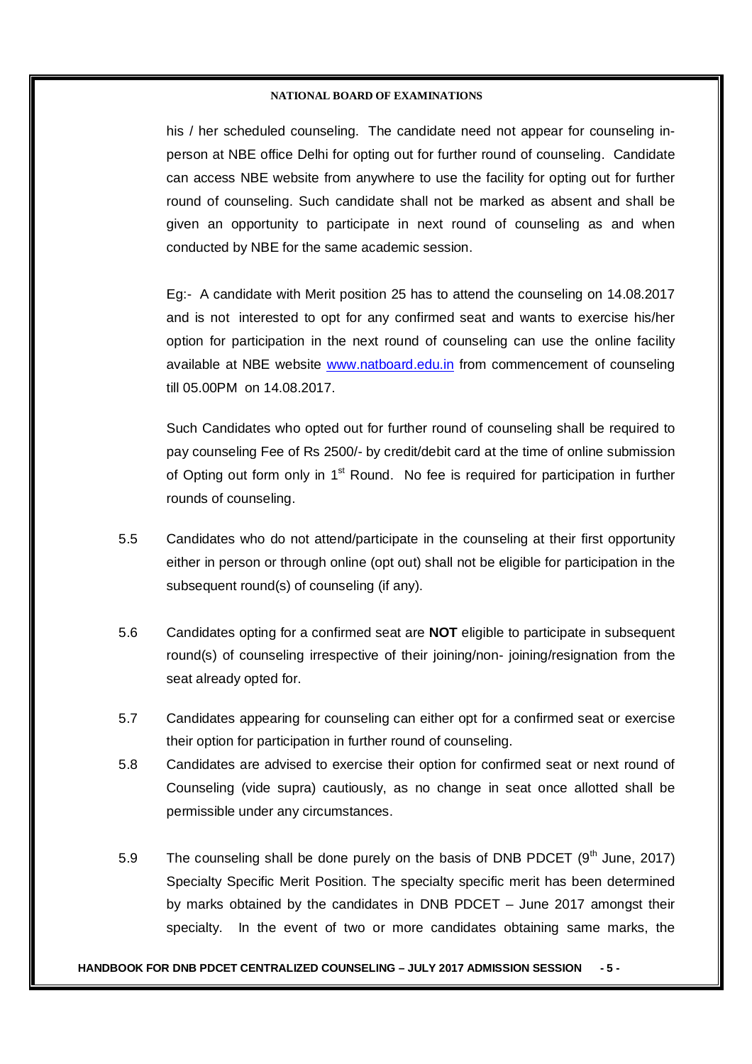his / her scheduled counseling. The candidate need not appear for counseling in-person at NBE office Delhi for opting out for further round of counseling. Candidate can access NBE website from anywhere to use the facility for opting out for further round of counseling. Such candidate shall not be marked as absent and shall be given an opportunity to participate in next round of counseling as and when conducted by NBE for the same academic session.

Eg:- A candidate with Merit position 25 has to attend the counseling on 14.08.2017 and is not interested to opt for any confirmed seat and wants to exercise his/her option for participation in the next round of counseling can use the online facility available at NBE website [www.natboard.edu.in](http://www.natboard.edu.in) from commencement of counseling till 05.00PM on 14.08.2017.

Such Candidates who opted out for further round of counseling shall be required to pay counseling Fee of Rs 2500/- by credit/debit card at the time of online submission of Opting out form only in 1st Round. No fee is required for participation in further rounds of counseling.

5.5 Candidates who do not attend/participate in the counseling at their first opportunity either in person or through online (opt out) shall not be eligible for participation in the subsequent round(s) of counseling (if any).

5.6 Candidates opting for a confirmed seat are **NOT** eligible to participate in subsequent round(s) of counseling irrespective of their joining/non- joining/resignation from the seat already opted for.

5.7 Candidates appearing for counseling can either opt for a confirmed seat or exercise their option for participation in further round of counseling.

5.8 Candidates are advised to exercise their option for confirmed seat or next round of Counseling (vide supra) cautiously, as no change in seat once allotted shall be permissible under any circumstances.

5.9 The counseling shall be done purely on the basis of DNB PDCET (9th June, 2017) Specialty Specific Merit Position. The specialty specific merit has been determined by marks obtained by the candidates in DNB PDCET – June 2017 amongst their specialty. In the event of two or more candidates obtaining same marks, the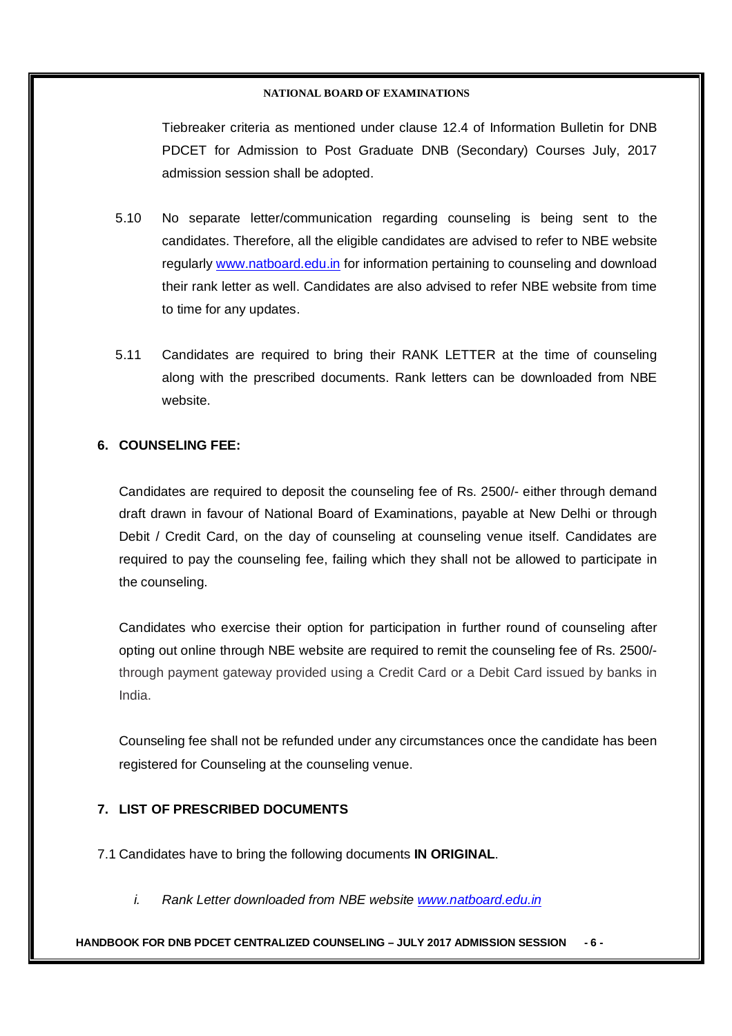Tiebreaker criteria as mentioned under clause 12.4 of Information Bulletin for DNB PDCET for Admission to Post Graduate DNB (Secondary) Courses July, 2017 admission session shall be adopted.

5.10 No separate letter/communication regarding counseling is being sent to the candidates. Therefore, all the eligible candidates are advised to refer to NBE website regularly www.natboard.edu.in for information pertaining to counseling and download their rank letter as well. Candidates are also advised to refer NBE website from time to time for any updates.

5.11 Candidates are required to bring their RANK LETTER at the time of counseling along with the prescribed documents. Rank letters can be downloaded from NBE website.

## 6. COUNSELING FEE:

Candidates are required to deposit the counseling fee of Rs. 2500/- either through demand draft drawn in favour of National Board of Examinations, payable at New Delhi or through Debit / Credit Card, on the day of counseling at counseling venue itself. Candidates are required to pay the counseling fee, failing which they shall not be allowed to participate in the counseling.

Candidates who exercise their option for participation in further round of counseling after opting out online through NBE website are required to remit the counseling fee of Rs. 2500/- through payment gateway provided using a Credit Card or a Debit Card issued by banks in India.

Counseling fee shall not be refunded under any circumstances once the candidate has been registered for Counseling at the counseling venue.

## 7. LIST OF PRESCRIBED DOCUMENTS

7.1 Candidates have to bring the following documents **IN ORIGINAL**.

*i. Rank Letter downloaded from NBE website www.natboard.edu.in*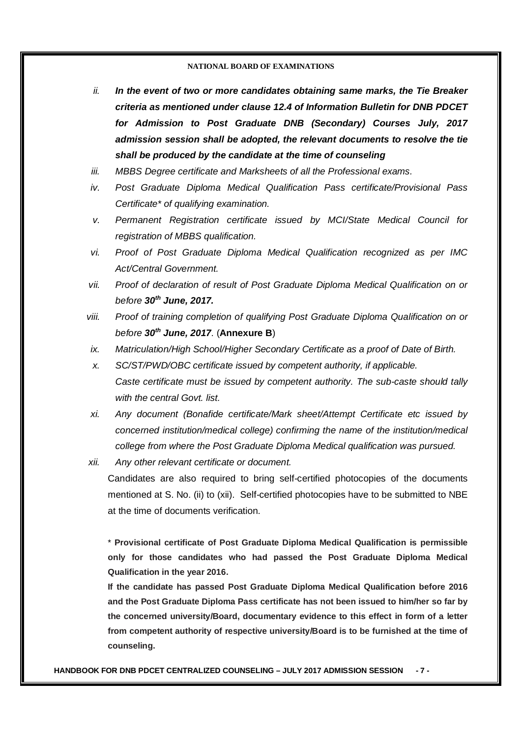ii. ***In the event of two or more candidates obtaining same marks, the Tie Breaker criteria as mentioned under clause 12.4 of Information Bulletin for DNB PDCET for Admission to Post Graduate DNB (Secondary) Courses July, 2017 admission session shall be adopted, the relevant documents to resolve the tie shall be produced by the candidate at the time of counseling***

iii. *MBBS Degree certificate and Marksheets of all the Professional exams.*

iv. *Post Graduate Diploma Medical Qualification Pass certificate/Provisional Pass Certificate* of qualifying examination.*

v. *Permanent Registration certificate issued by MCI/State Medical Council for registration of MBBS qualification.*

vi. *Proof of Post Graduate Diploma Medical Qualification recognized as per IMC Act/Central Government.*

vii. *Proof of declaration of result of Post Graduate Diploma Medical Qualification on or before **30th June, 2017.***

viii. *Proof of training completion of qualifying Post Graduate Diploma Qualification on or before **30th June, 2017**.* (**Annexure B**)

ix. *Matriculation/High School/Higher Secondary Certificate as a proof of Date of Birth.*

x. *SC/ST/PWD/OBC certificate issued by competent authority, if applicable. Caste certificate must be issued by competent authority. The sub-caste should tally with the central Govt. list.*

xi. *Any document (Bonafide certificate/Mark sheet/Attempt Certificate etc issued by concerned institution/medical college) confirming the name of the institution/medical college from where the Post Graduate Diploma Medical qualification was pursued.*

xii. *Any other relevant certificate or document.*

Candidates are also required to bring self-certified photocopies of the documents mentioned at S. No. (ii) to (xii). Self-certified photocopies have to be submitted to NBE at the time of documents verification.

\* **Provisional certificate of Post Graduate Diploma Medical Qualification is permissible only for those candidates who had passed the Post Graduate Diploma Medical Qualification in the year 2016.**

**If the candidate has passed Post Graduate Diploma Medical Qualification before 2016 and the Post Graduate Diploma Pass certificate has not been issued to him/her so far by the concerned university/Board, documentary evidence to this effect in form of a letter from competent authority of respective university/Board is to be furnished at the time of counseling.**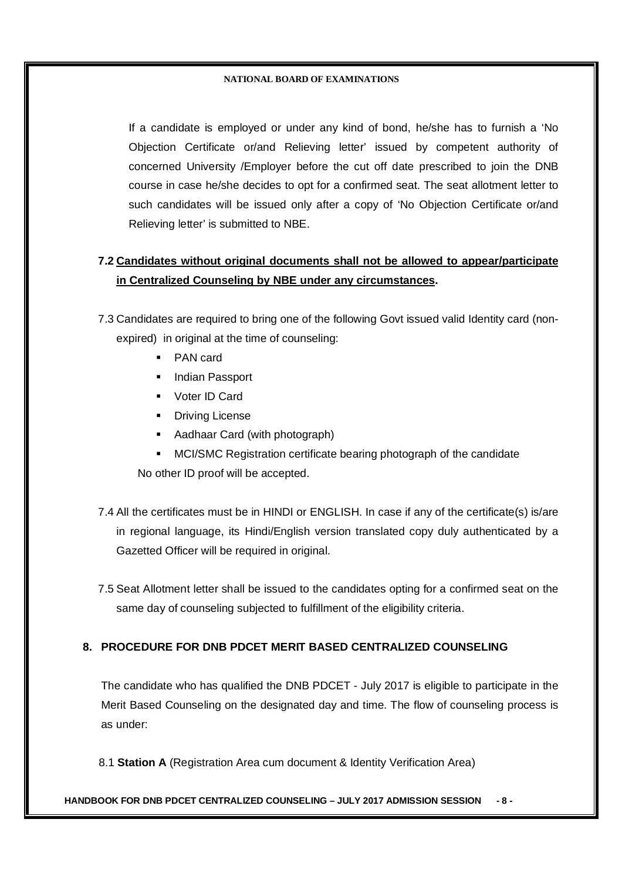If a candidate is employed or under any kind of bond, he/she has to furnish a 'No Objection Certificate or/and Relieving letter' issued by competent authority of concerned University /Employer before the cut off date prescribed to join the DNB course in case he/she decides to opt for a confirmed seat. The seat allotment letter to such candidates will be issued only after a copy of 'No Objection Certificate or/and Relieving letter' is submitted to NBE.

**7.2 <u>Candidates without original documents shall not be allowed to appear/participate in Centralized Counseling by NBE under any circumstances</u>.**

7.3 Candidates are required to bring one of the following Govt issued valid Identity card (non-expired) in original at the time of counseling:

- PAN card
- Indian Passport
- Voter ID Card
- Driving License
- Aadhaar Card (with photograph)
- MCI/SMC Registration certificate bearing photograph of the candidate

No other ID proof will be accepted.

7.4 All the certificates must be in HINDI or ENGLISH. In case if any of the certificate(s) is/are in regional language, its Hindi/English version translated copy duly authenticated by a Gazetted Officer will be required in original.

7.5 Seat Allotment letter shall be issued to the candidates opting for a confirmed seat on the same day of counseling subjected to fulfillment of the eligibility criteria.

## 8. PROCEDURE FOR DNB PDCET MERIT BASED CENTRALIZED COUNSELING

The candidate who has qualified the DNB PDCET - July 2017 is eligible to participate in the Merit Based Counseling on the designated day and time. The flow of counseling process is as under:

8.1 **Station A** (Registration Area cum document & Identity Verification Area)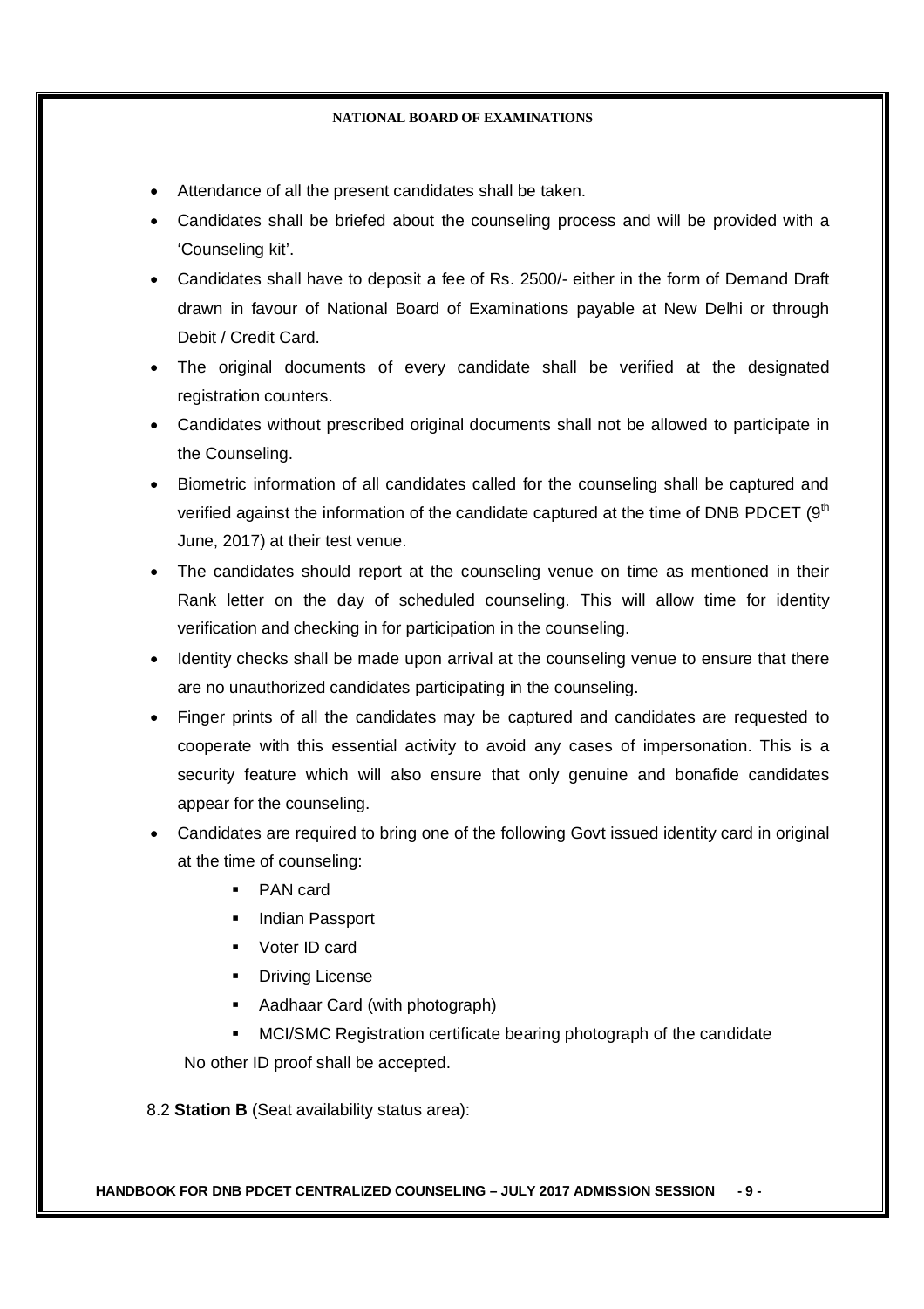- Attendance of all the present candidates shall be taken.
- Candidates shall be briefed about the counseling process and will be provided with a 'Counseling kit'.
- Candidates shall have to deposit a fee of Rs. 2500/- either in the form of Demand Draft drawn in favour of National Board of Examinations payable at New Delhi or through Debit / Credit Card.
- The original documents of every candidate shall be verified at the designated registration counters.
- Candidates without prescribed original documents shall not be allowed to participate in the Counseling.
- Biometric information of all candidates called for the counseling shall be captured and verified against the information of the candidate captured at the time of DNB PDCET (9th June, 2017) at their test venue.
- The candidates should report at the counseling venue on time as mentioned in their Rank letter on the day of scheduled counseling. This will allow time for identity verification and checking in for participation in the counseling.
- Identity checks shall be made upon arrival at the counseling venue to ensure that there are no unauthorized candidates participating in the counseling.
- Finger prints of all the candidates may be captured and candidates are requested to cooperate with this essential activity to avoid any cases of impersonation. This is a security feature which will also ensure that only genuine and bonafide candidates appear for the counseling.
- Candidates are required to bring one of the following Govt issued identity card in original at the time of counseling:
  - PAN card
  - Indian Passport
  - Voter ID card
  - Driving License
  - Aadhaar Card (with photograph)
  - MCI/SMC Registration certificate bearing photograph of the candidate

  No other ID proof shall be accepted.

8.2 **Station B** (Seat availability status area):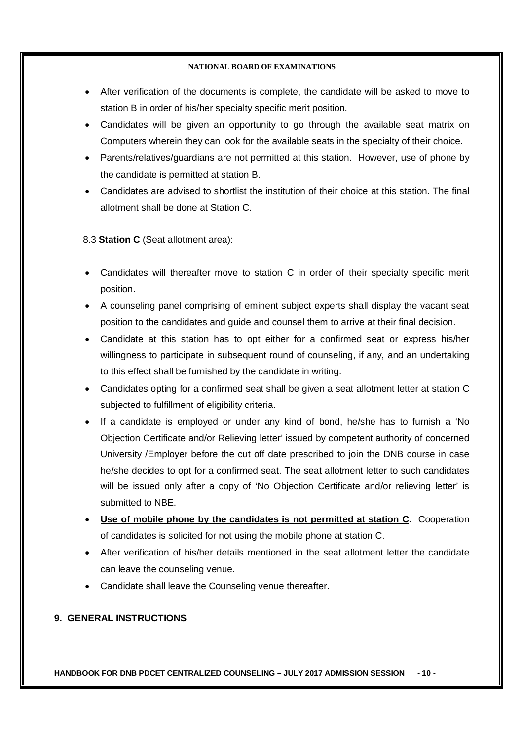- After verification of the documents is complete, the candidate will be asked to move to station B in order of his/her specialty specific merit position.
- Candidates will be given an opportunity to go through the available seat matrix on Computers wherein they can look for the available seats in the specialty of their choice.
- Parents/relatives/guardians are not permitted at this station. However, use of phone by the candidate is permitted at station B.
- Candidates are advised to shortlist the institution of their choice at this station. The final allotment shall be done at Station C.

8.3 **Station C** (Seat allotment area):

- Candidates will thereafter move to station C in order of their specialty specific merit position.
- A counseling panel comprising of eminent subject experts shall display the vacant seat position to the candidates and guide and counsel them to arrive at their final decision.
- Candidate at this station has to opt either for a confirmed seat or express his/her willingness to participate in subsequent round of counseling, if any, and an undertaking to this effect shall be furnished by the candidate in writing.
- Candidates opting for a confirmed seat shall be given a seat allotment letter at station C subjected to fulfillment of eligibility criteria.
- If a candidate is employed or under any kind of bond, he/she has to furnish a 'No Objection Certificate and/or Relieving letter' issued by competent authority of concerned University /Employer before the cut off date prescribed to join the DNB course in case he/she decides to opt for a confirmed seat. The seat allotment letter to such candidates will be issued only after a copy of 'No Objection Certificate and/or relieving letter' is submitted to NBE.
- <u>**Use of mobile phone by the candidates is not permitted at station C**</u>. Cooperation of candidates is solicited for not using the mobile phone at station C.
- After verification of his/her details mentioned in the seat allotment letter the candidate can leave the counseling venue.
- Candidate shall leave the Counseling venue thereafter.

## 9. GENERAL INSTRUCTIONS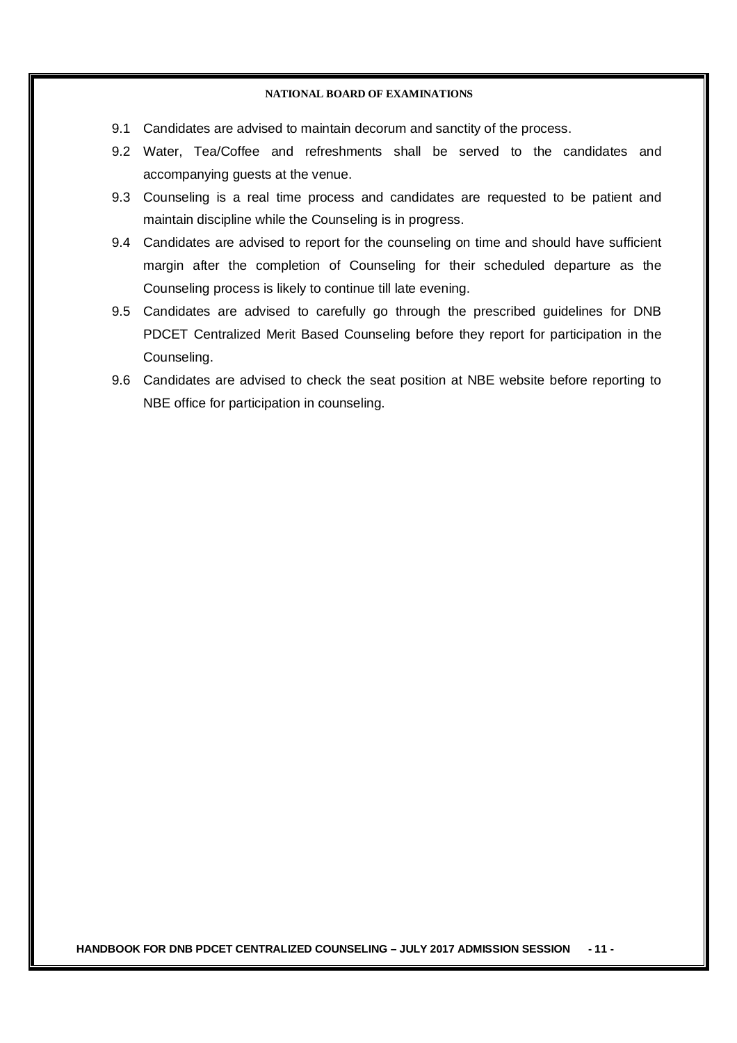9.1 Candidates are advised to maintain decorum and sanctity of the process.

9.2 Water, Tea/Coffee and refreshments shall be served to the candidates and accompanying guests at the venue.

9.3 Counseling is a real time process and candidates are requested to be patient and maintain discipline while the Counseling is in progress.

9.4 Candidates are advised to report for the counseling on time and should have sufficient margin after the completion of Counseling for their scheduled departure as the Counseling process is likely to continue till late evening.

9.5 Candidates are advised to carefully go through the prescribed guidelines for DNB PDCET Centralized Merit Based Counseling before they report for participation in the Counseling.

9.6 Candidates are advised to check the seat position at NBE website before reporting to NBE office for participation in counseling.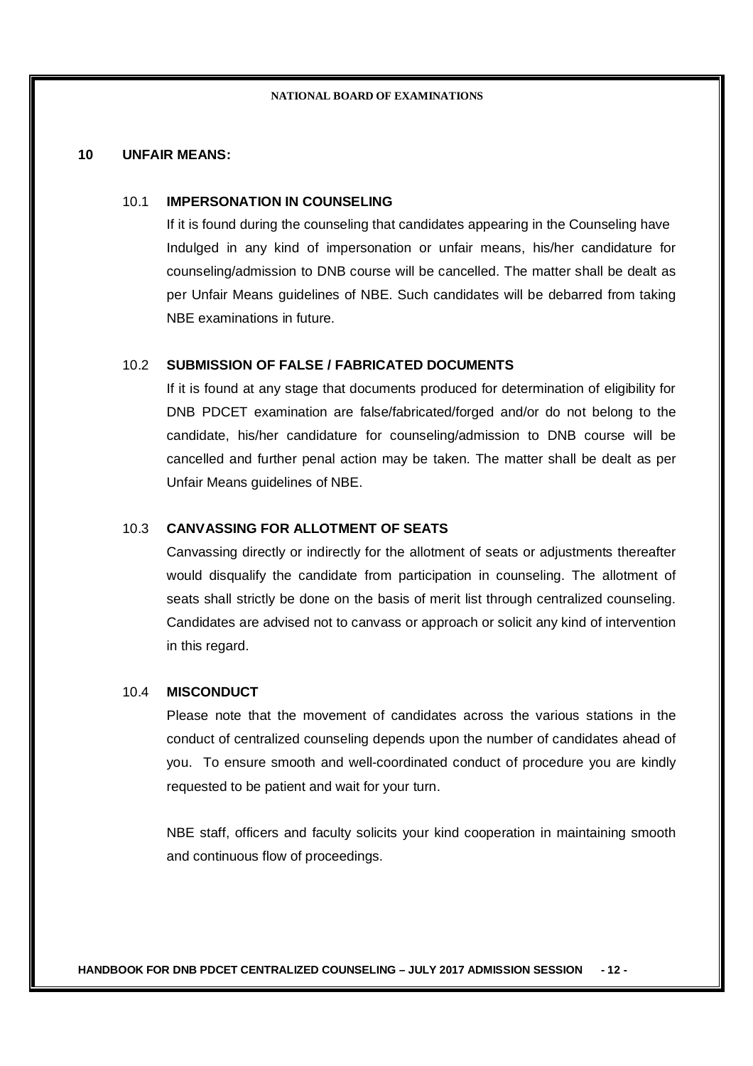## 10 UNFAIR MEANS:

### 10.1 IMPERSONATION IN COUNSELING

If it is found during the counseling that candidates appearing in the Counseling have Indulged in any kind of impersonation or unfair means, his/her candidature for counseling/admission to DNB course will be cancelled. The matter shall be dealt as per Unfair Means guidelines of NBE. Such candidates will be debarred from taking NBE examinations in future.

### 10.2 SUBMISSION OF FALSE / FABRICATED DOCUMENTS

If it is found at any stage that documents produced for determination of eligibility for DNB PDCET examination are false/fabricated/forged and/or do not belong to the candidate, his/her candidature for counseling/admission to DNB course will be cancelled and further penal action may be taken. The matter shall be dealt as per Unfair Means guidelines of NBE.

### 10.3 CANVASSING FOR ALLOTMENT OF SEATS

Canvassing directly or indirectly for the allotment of seats or adjustments thereafter would disqualify the candidate from participation in counseling. The allotment of seats shall strictly be done on the basis of merit list through centralized counseling. Candidates are advised not to canvass or approach or solicit any kind of intervention in this regard.

### 10.4 MISCONDUCT

Please note that the movement of candidates across the various stations in the conduct of centralized counseling depends upon the number of candidates ahead of you. To ensure smooth and well-coordinated conduct of procedure you are kindly requested to be patient and wait for your turn.

NBE staff, officers and faculty solicits your kind cooperation in maintaining smooth and continuous flow of proceedings.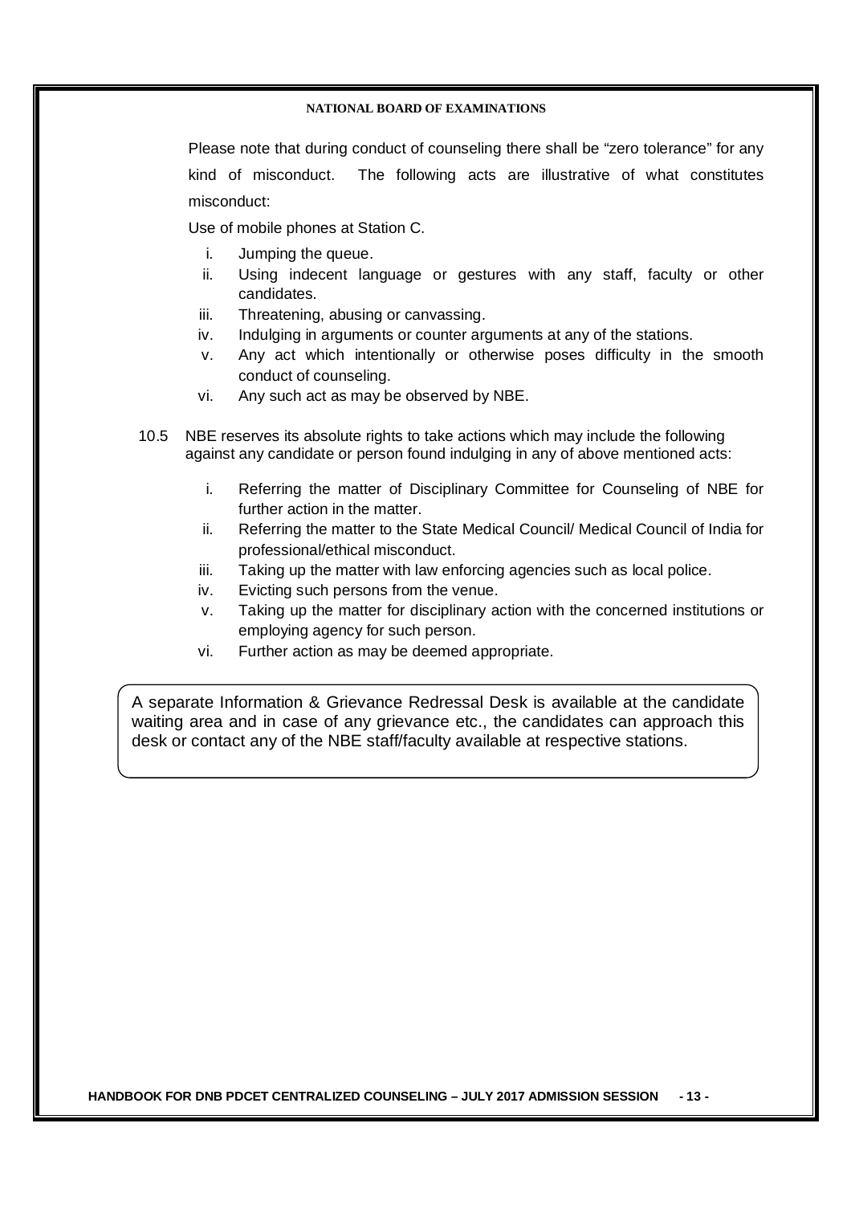Please note that during conduct of counseling there shall be "zero tolerance" for any kind of misconduct. The following acts are illustrative of what constitutes misconduct:

Use of mobile phones at Station C.

i. Jumping the queue.
ii. Using indecent language or gestures with any staff, faculty or other candidates.
iii. Threatening, abusing or canvassing.
iv. Indulging in arguments or counter arguments at any of the stations.
v. Any act which intentionally or otherwise poses difficulty in the smooth conduct of counseling.
vi. Any such act as may be observed by NBE.

10.5 NBE reserves its absolute rights to take actions which may include the following against any candidate or person found indulging in any of above mentioned acts:

i. Referring the matter of Disciplinary Committee for Counseling of NBE for further action in the matter.
ii. Referring the matter to the State Medical Council/ Medical Council of India for professional/ethical misconduct.
iii. Taking up the matter with law enforcing agencies such as local police.
iv. Evicting such persons from the venue.
v. Taking up the matter for disciplinary action with the concerned institutions or employing agency for such person.
vi. Further action as may be deemed appropriate.

A separate Information & Grievance Redressal Desk is available at the candidate waiting area and in case of any grievance etc., the candidates can approach this desk or contact any of the NBE staff/faculty available at respective stations.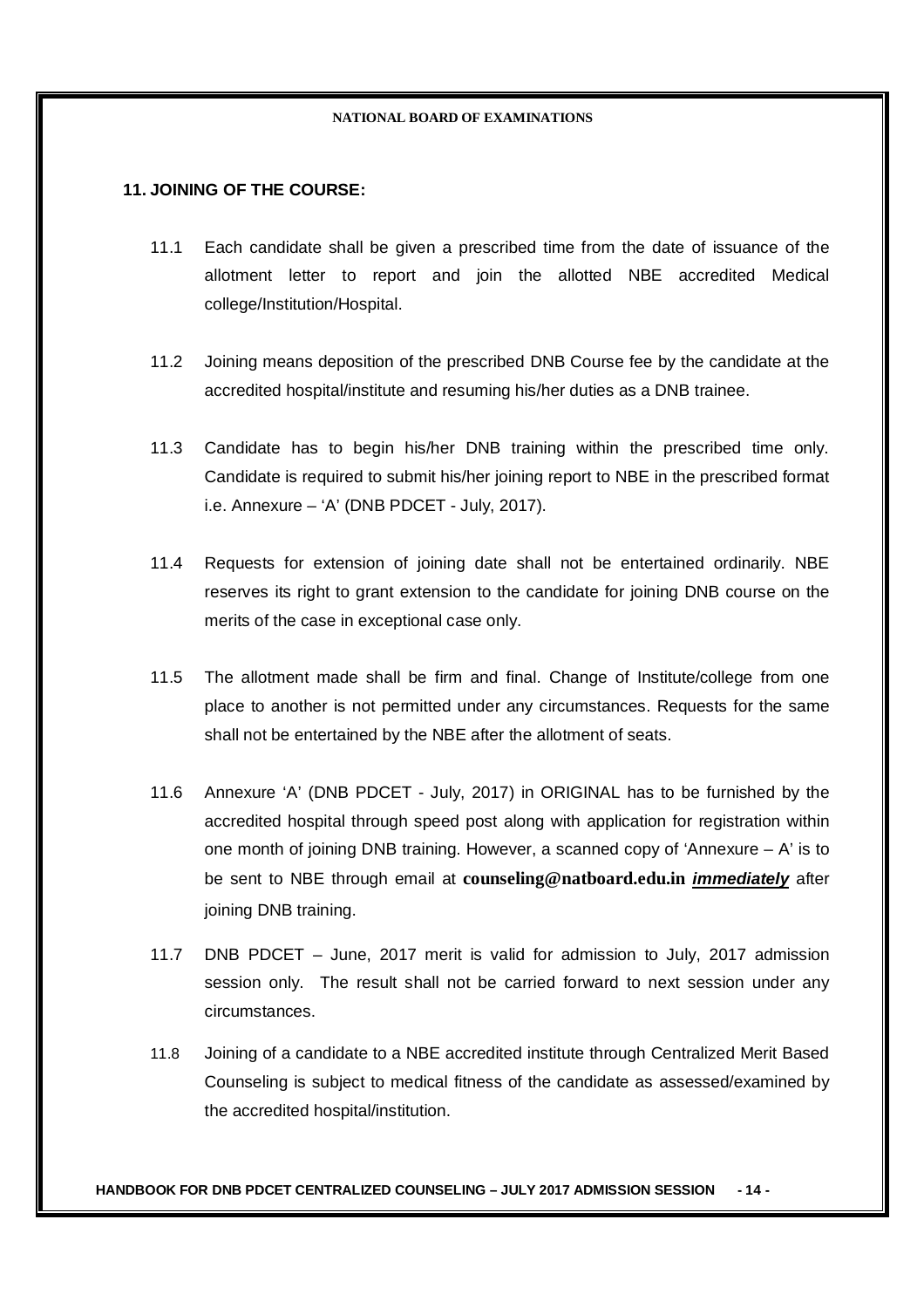## 11. JOINING OF THE COURSE:

11.1 Each candidate shall be given a prescribed time from the date of issuance of the allotment letter to report and join the allotted NBE accredited Medical college/Institution/Hospital.

11.2 Joining means deposition of the prescribed DNB Course fee by the candidate at the accredited hospital/institute and resuming his/her duties as a DNB trainee.

11.3 Candidate has to begin his/her DNB training within the prescribed time only. Candidate is required to submit his/her joining report to NBE in the prescribed format i.e. Annexure – 'A' (DNB PDCET - July, 2017).

11.4 Requests for extension of joining date shall not be entertained ordinarily. NBE reserves its right to grant extension to the candidate for joining DNB course on the merits of the case in exceptional case only.

11.5 The allotment made shall be firm and final. Change of Institute/college from one place to another is not permitted under any circumstances. Requests for the same shall not be entertained by the NBE after the allotment of seats.

11.6 Annexure 'A' (DNB PDCET - July, 2017) in ORIGINAL has to be furnished by the accredited hospital through speed post along with application for registration within one month of joining DNB training. However, a scanned copy of 'Annexure – A' is to be sent to NBE through email at **counseling@natboard.edu.in** ***immediately*** after joining DNB training.

11.7 DNB PDCET – June, 2017 merit is valid for admission to July, 2017 admission session only. The result shall not be carried forward to next session under any circumstances.

11.8 Joining of a candidate to a NBE accredited institute through Centralized Merit Based Counseling is subject to medical fitness of the candidate as assessed/examined by the accredited hospital/institution.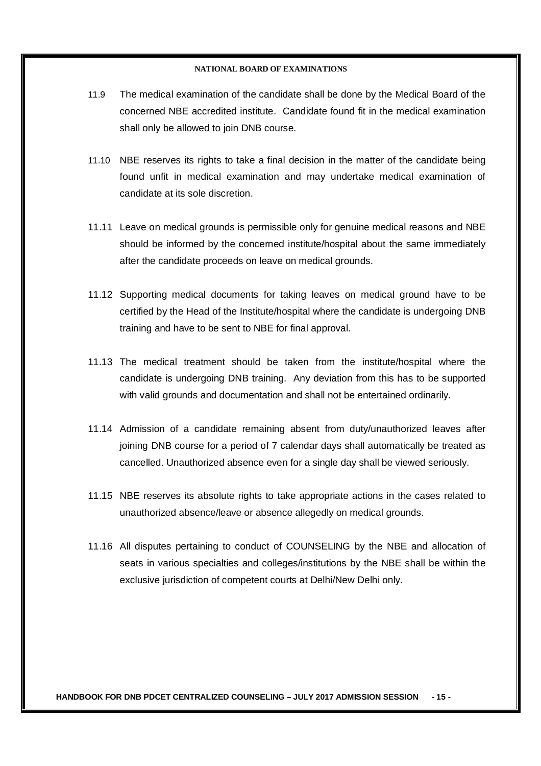11.9 The medical examination of the candidate shall be done by the Medical Board of the concerned NBE accredited institute. Candidate found fit in the medical examination shall only be allowed to join DNB course.

11.10 NBE reserves its rights to take a final decision in the matter of the candidate being found unfit in medical examination and may undertake medical examination of candidate at its sole discretion.

11.11 Leave on medical grounds is permissible only for genuine medical reasons and NBE should be informed by the concerned institute/hospital about the same immediately after the candidate proceeds on leave on medical grounds.

11.12 Supporting medical documents for taking leaves on medical ground have to be certified by the Head of the Institute/hospital where the candidate is undergoing DNB training and have to be sent to NBE for final approval.

11.13 The medical treatment should be taken from the institute/hospital where the candidate is undergoing DNB training. Any deviation from this has to be supported with valid grounds and documentation and shall not be entertained ordinarily.

11.14 Admission of a candidate remaining absent from duty/unauthorized leaves after joining DNB course for a period of 7 calendar days shall automatically be treated as cancelled. Unauthorized absence even for a single day shall be viewed seriously.

11.15 NBE reserves its absolute rights to take appropriate actions in the cases related to unauthorized absence/leave or absence allegedly on medical grounds.

11.16 All disputes pertaining to conduct of COUNSELING by the NBE and allocation of seats in various specialties and colleges/institutions by the NBE shall be within the exclusive jurisdiction of competent courts at Delhi/New Delhi only.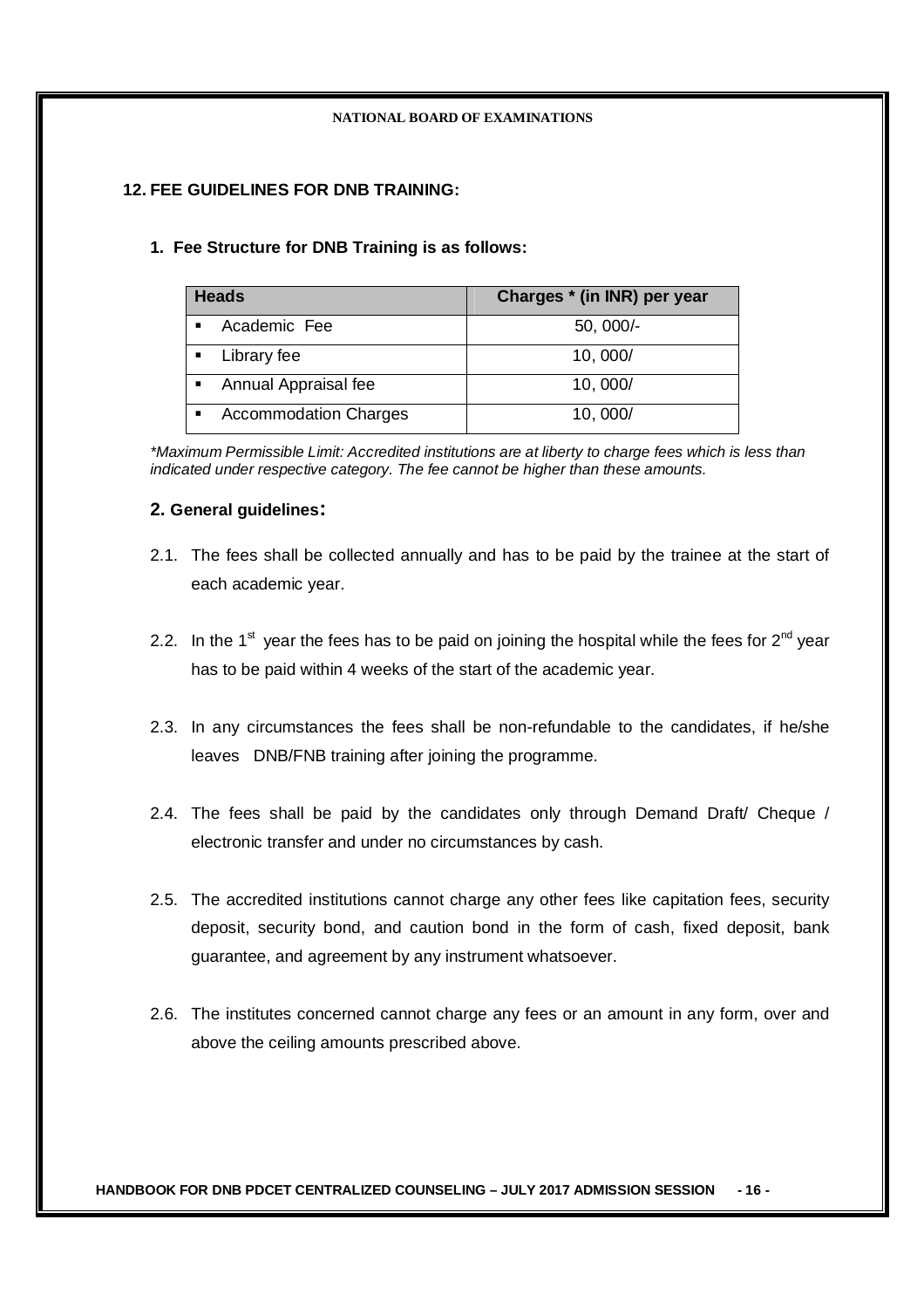## 12. FEE GUIDELINES FOR DNB TRAINING:

### 1. Fee Structure for DNB Training is as follows:

| Heads | Charges * (in INR) per year |
|---|---|
| ▪ Academic Fee | 50, 000/- |
| ▪ Library fee | 10, 000/ |
| ▪ Annual Appraisal fee | 10, 000/ |
| ▪ Accommodation Charges | 10, 000/ |

*\*Maximum Permissible Limit: Accredited institutions are at liberty to charge fees which is less than indicated under respective category. The fee cannot be higher than these amounts.*

### 2. General guidelines:

2.1. The fees shall be collected annually and has to be paid by the trainee at the start of each academic year.

2.2. In the 1st year the fees has to be paid on joining the hospital while the fees for 2nd year has to be paid within 4 weeks of the start of the academic year.

2.3. In any circumstances the fees shall be non-refundable to the candidates, if he/she leaves DNB/FNB training after joining the programme.

2.4. The fees shall be paid by the candidates only through Demand Draft/ Cheque / electronic transfer and under no circumstances by cash.

2.5. The accredited institutions cannot charge any other fees like capitation fees, security deposit, security bond, and caution bond in the form of cash, fixed deposit, bank guarantee, and agreement by any instrument whatsoever.

2.6. The institutes concerned cannot charge any fees or an amount in any form, over and above the ceiling amounts prescribed above.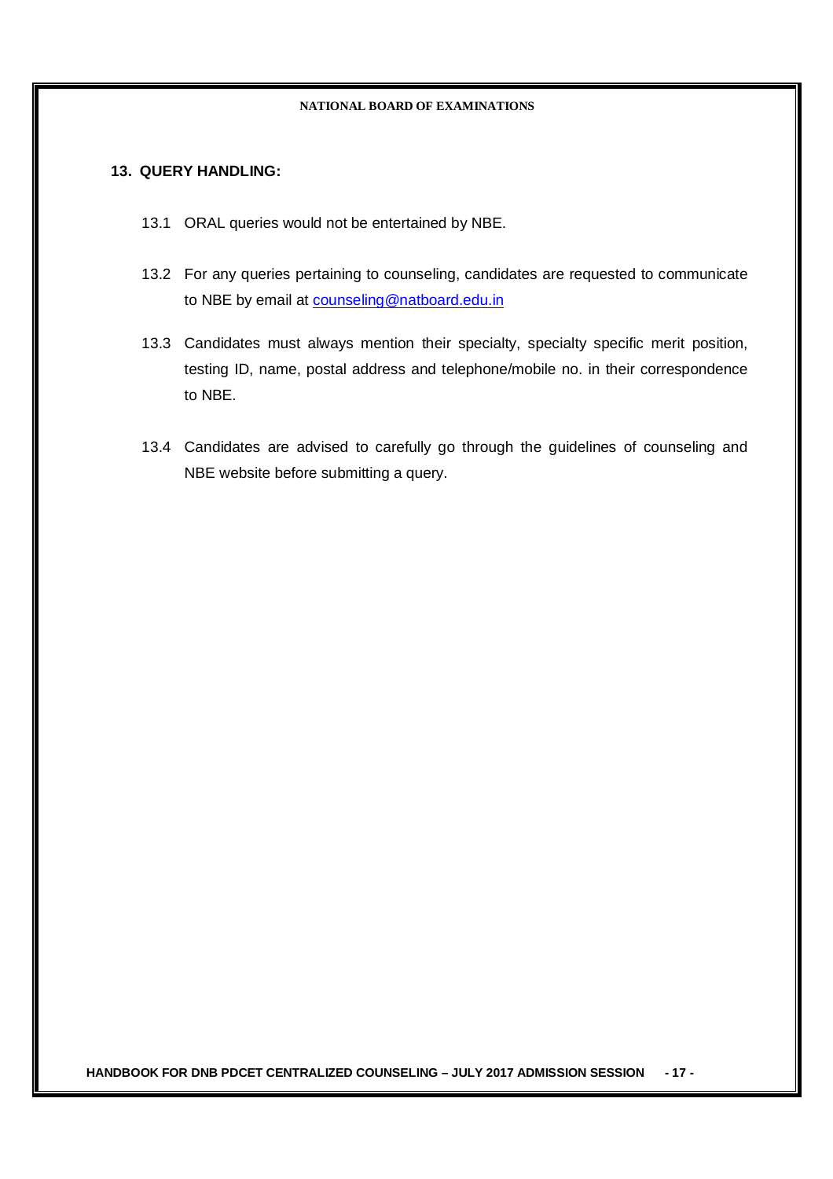## 13. QUERY HANDLING:

13.1 ORAL queries would not be entertained by NBE.

13.2 For any queries pertaining to counseling, candidates are requested to communicate to NBE by email at counseling@natboard.edu.in

13.3 Candidates must always mention their specialty, specialty specific merit position, testing ID, name, postal address and telephone/mobile no. in their correspondence to NBE.

13.4 Candidates are advised to carefully go through the guidelines of counseling and NBE website before submitting a query.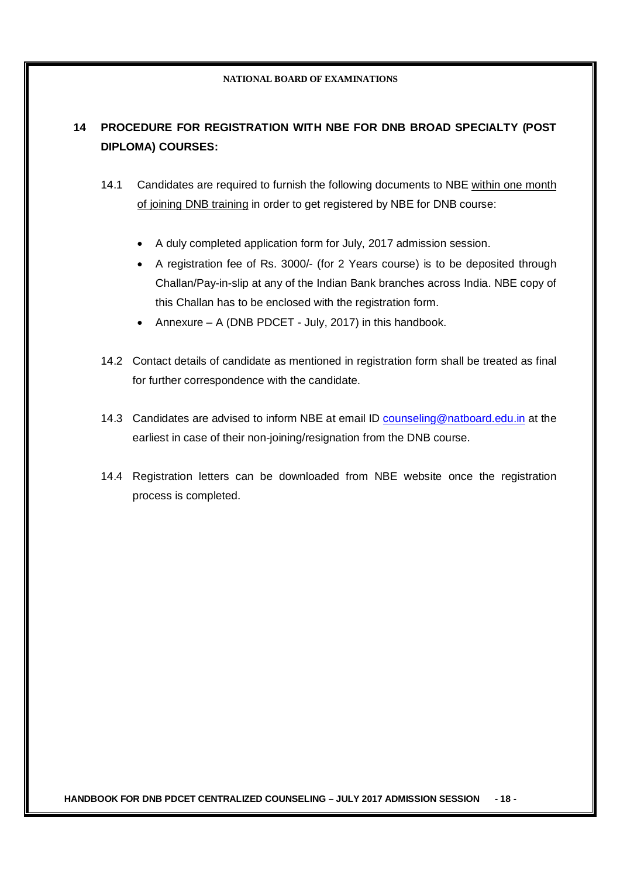## 14 PROCEDURE FOR REGISTRATION WITH NBE FOR DNB BROAD SPECIALTY (POST DIPLOMA) COURSES:

14.1 Candidates are required to furnish the following documents to NBE within one month of joining DNB training in order to get registered by NBE for DNB course:

- A duly completed application form for July, 2017 admission session.
- A registration fee of Rs. 3000/- (for 2 Years course) is to be deposited through Challan/Pay-in-slip at any of the Indian Bank branches across India. NBE copy of this Challan has to be enclosed with the registration form.
- Annexure – A (DNB PDCET - July, 2017) in this handbook.

14.2 Contact details of candidate as mentioned in registration form shall be treated as final for further correspondence with the candidate.

14.3 Candidates are advised to inform NBE at email ID counseling@natboard.edu.in at the earliest in case of their non-joining/resignation from the DNB course.

14.4 Registration letters can be downloaded from NBE website once the registration process is completed.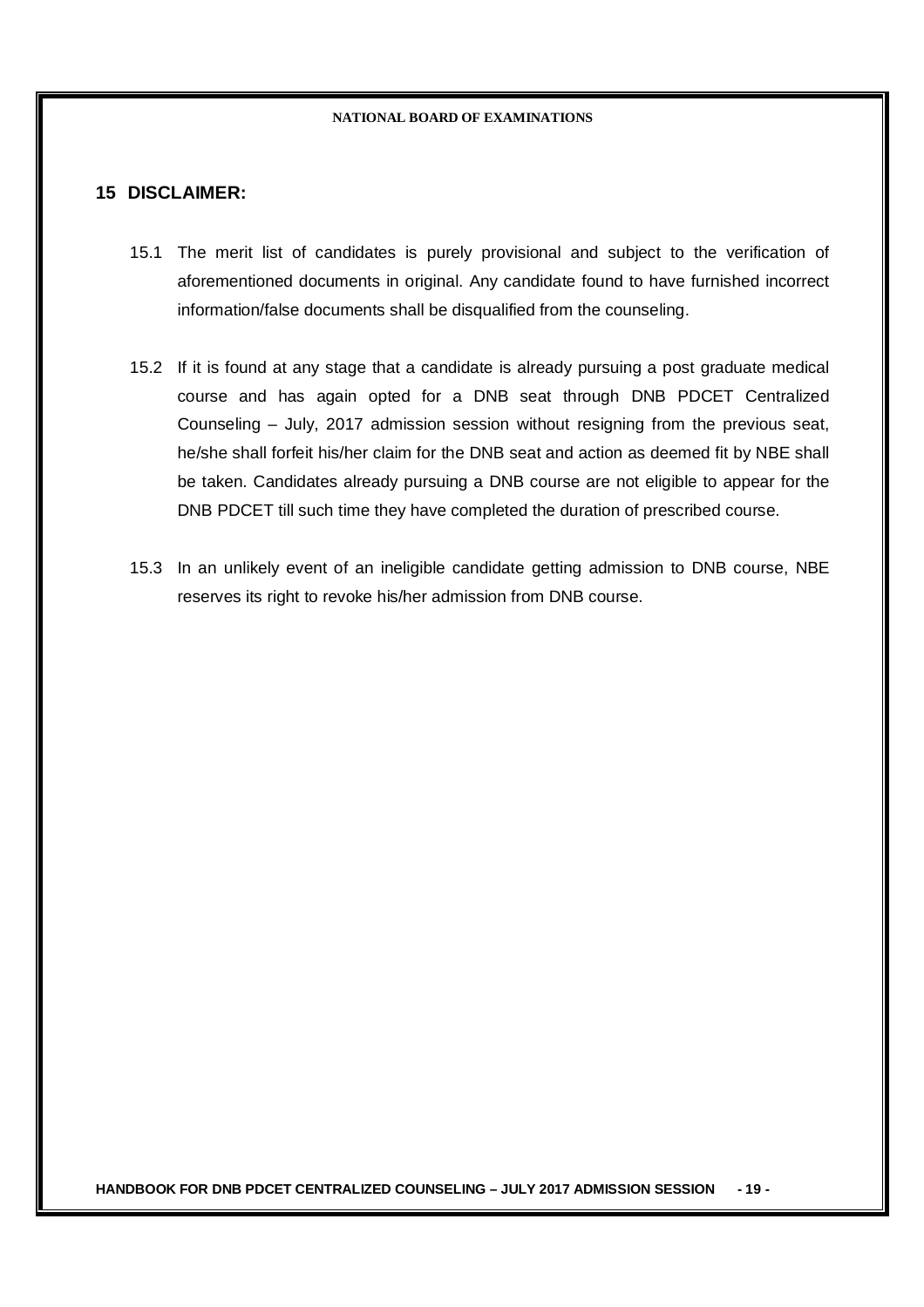## 15 DISCLAIMER:

15.1 The merit list of candidates is purely provisional and subject to the verification of aforementioned documents in original. Any candidate found to have furnished incorrect information/false documents shall be disqualified from the counseling.

15.2 If it is found at any stage that a candidate is already pursuing a post graduate medical course and has again opted for a DNB seat through DNB PDCET Centralized Counseling – July, 2017 admission session without resigning from the previous seat, he/she shall forfeit his/her claim for the DNB seat and action as deemed fit by NBE shall be taken. Candidates already pursuing a DNB course are not eligible to appear for the DNB PDCET till such time they have completed the duration of prescribed course.

15.3 In an unlikely event of an ineligible candidate getting admission to DNB course, NBE reserves its right to revoke his/her admission from DNB course.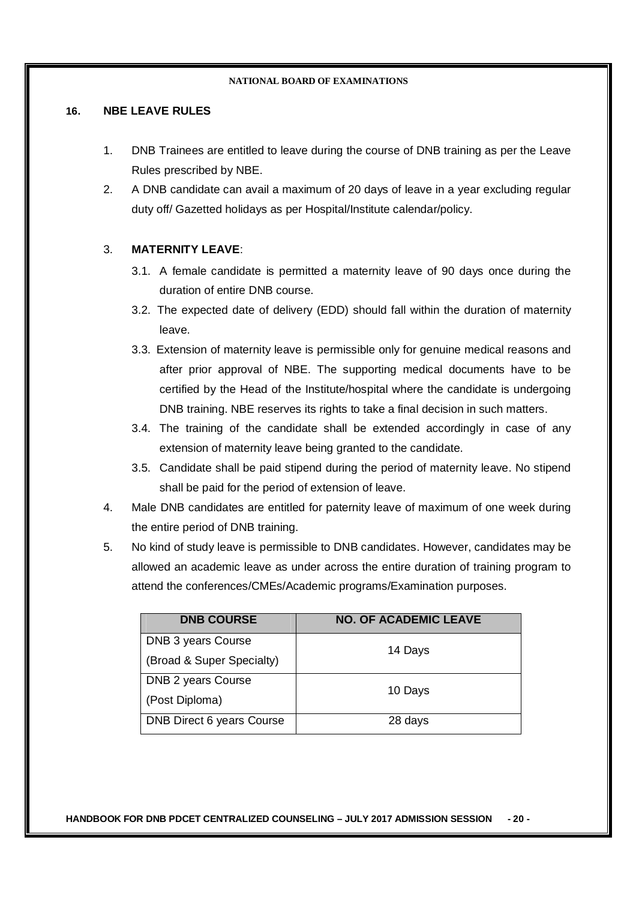## 16. NBE LEAVE RULES

1. DNB Trainees are entitled to leave during the course of DNB training as per the Leave Rules prescribed by NBE.
2. A DNB candidate can avail a maximum of 20 days of leave in a year excluding regular duty off/ Gazetted holidays as per Hospital/Institute calendar/policy.

3. **MATERNITY LEAVE**:
   - 3.1. A female candidate is permitted a maternity leave of 90 days once during the duration of entire DNB course.
   - 3.2. The expected date of delivery (EDD) should fall within the duration of maternity leave.
   - 3.3. Extension of maternity leave is permissible only for genuine medical reasons and after prior approval of NBE. The supporting medical documents have to be certified by the Head of the Institute/hospital where the candidate is undergoing DNB training. NBE reserves its rights to take a final decision in such matters.
   - 3.4. The training of the candidate shall be extended accordingly in case of any extension of maternity leave being granted to the candidate.
   - 3.5. Candidate shall be paid stipend during the period of maternity leave. No stipend shall be paid for the period of extension of leave.
4. Male DNB candidates are entitled for paternity leave of maximum of one week during the entire period of DNB training.
5. No kind of study leave is permissible to DNB candidates. However, candidates may be allowed an academic leave as under across the entire duration of training program to attend the conferences/CMEs/Academic programs/Examination purposes.

| DNB COURSE | NO. OF ACADEMIC LEAVE |
|---|---|
| DNB 3 years Course (Broad & Super Specialty) | 14 Days |
| DNB 2 years Course (Post Diploma) | 10 Days |
| DNB Direct 6 years Course | 28 days |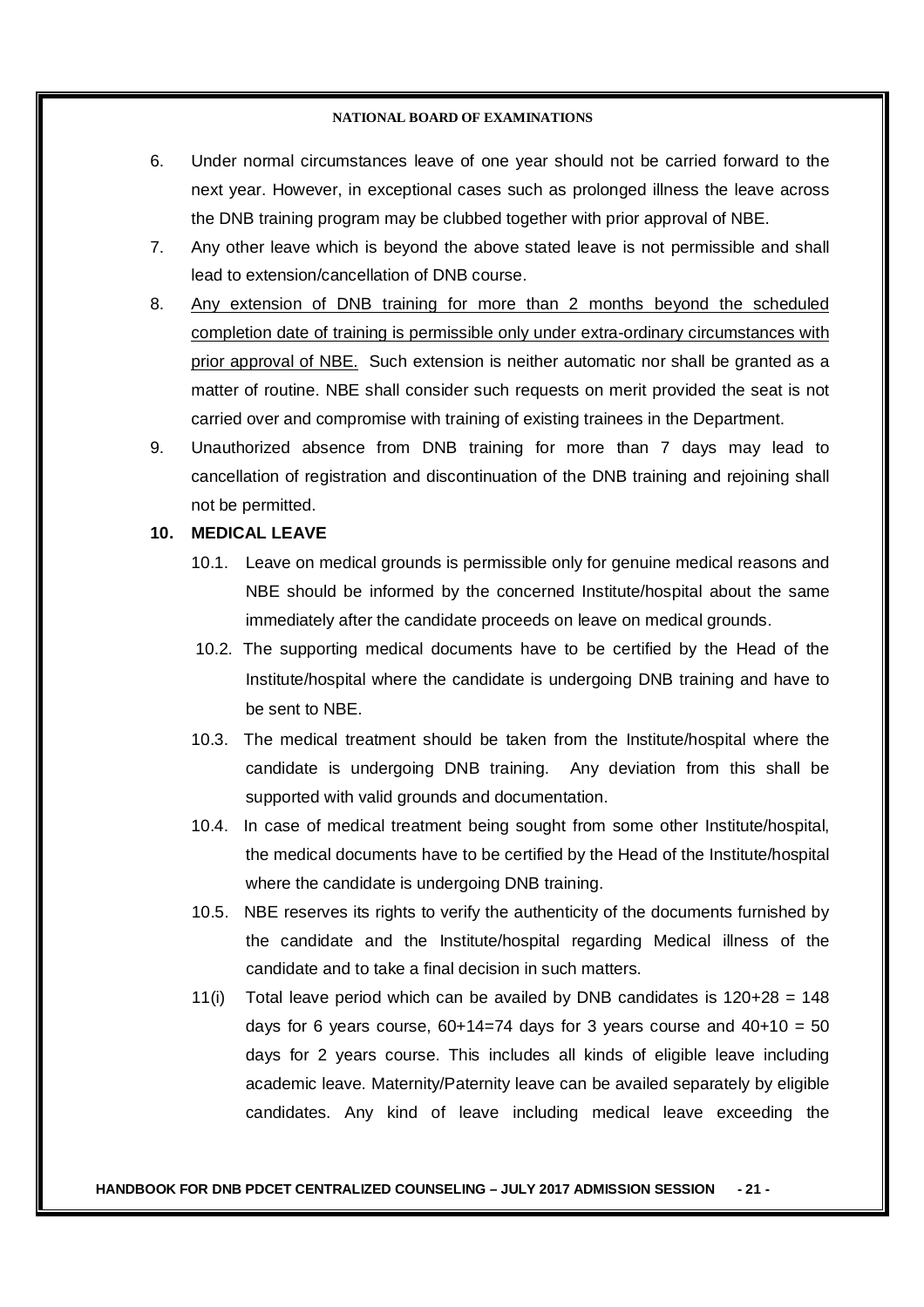6. Under normal circumstances leave of one year should not be carried forward to the next year. However, in exceptional cases such as prolonged illness the leave across the DNB training program may be clubbed together with prior approval of NBE.
7. Any other leave which is beyond the above stated leave is not permissible and shall lead to extension/cancellation of DNB course.
8. <u>Any extension of DNB training for more than 2 months beyond the scheduled completion date of training is permissible only under extra-ordinary circumstances with prior approval of NBE.</u> Such extension is neither automatic nor shall be granted as a matter of routine. NBE shall consider such requests on merit provided the seat is not carried over and compromise with training of existing trainees in the Department.
9. Unauthorized absence from DNB training for more than 7 days may lead to cancellation of registration and discontinuation of the DNB training and rejoining shall not be permitted.

**10. MEDICAL LEAVE**

10.1. Leave on medical grounds is permissible only for genuine medical reasons and NBE should be informed by the concerned Institute/hospital about the same immediately after the candidate proceeds on leave on medical grounds.

10.2. The supporting medical documents have to be certified by the Head of the Institute/hospital where the candidate is undergoing DNB training and have to be sent to NBE.

10.3. The medical treatment should be taken from the Institute/hospital where the candidate is undergoing DNB training. Any deviation from this shall be supported with valid grounds and documentation.

10.4. In case of medical treatment being sought from some other Institute/hospital, the medical documents have to be certified by the Head of the Institute/hospital where the candidate is undergoing DNB training.

10.5. NBE reserves its rights to verify the authenticity of the documents furnished by the candidate and the Institute/hospital regarding Medical illness of the candidate and to take a final decision in such matters.

11(i) Total leave period which can be availed by DNB candidates is 120+28 = 148 days for 6 years course, 60+14=74 days for 3 years course and 40+10 = 50 days for 2 years course. This includes all kinds of eligible leave including academic leave. Maternity/Paternity leave can be availed separately by eligible candidates. Any kind of leave including medical leave exceeding the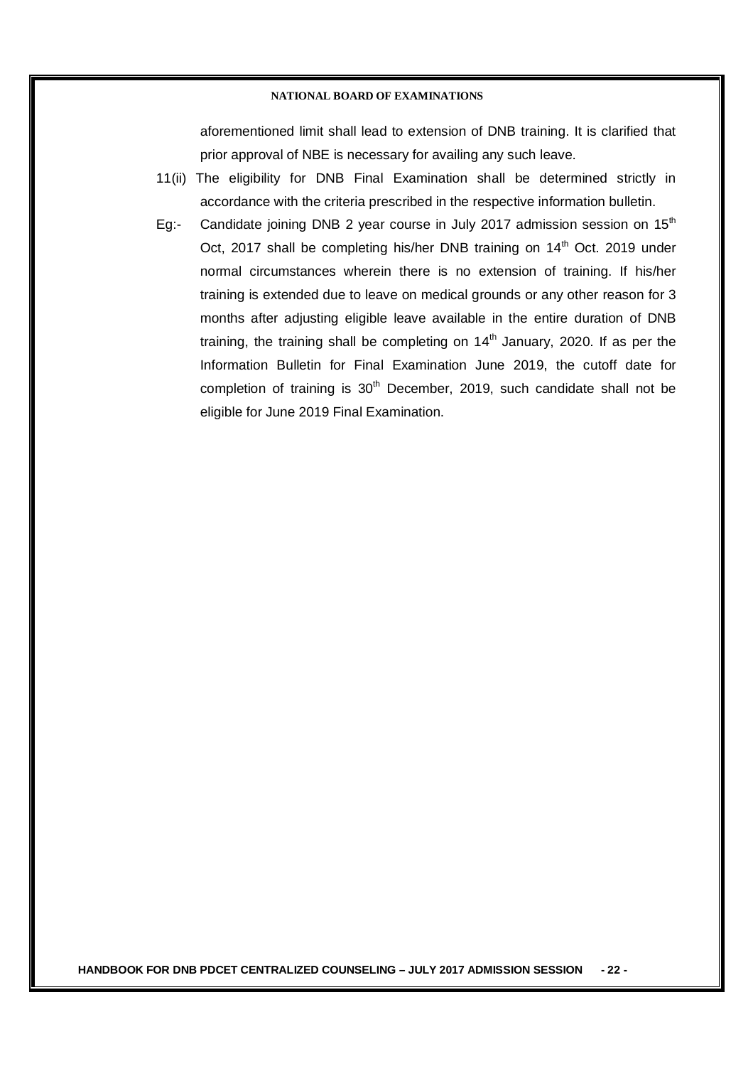aforementioned limit shall lead to extension of DNB training. It is clarified that prior approval of NBE is necessary for availing any such leave.

11(ii) The eligibility for DNB Final Examination shall be determined strictly in accordance with the criteria prescribed in the respective information bulletin.

Eg:- Candidate joining DNB 2 year course in July 2017 admission session on 15th Oct, 2017 shall be completing his/her DNB training on 14th Oct. 2019 under normal circumstances wherein there is no extension of training. If his/her training is extended due to leave on medical grounds or any other reason for 3 months after adjusting eligible leave available in the entire duration of DNB training, the training shall be completing on 14th January, 2020. If as per the Information Bulletin for Final Examination June 2019, the cutoff date for completion of training is 30th December, 2019, such candidate shall not be eligible for June 2019 Final Examination.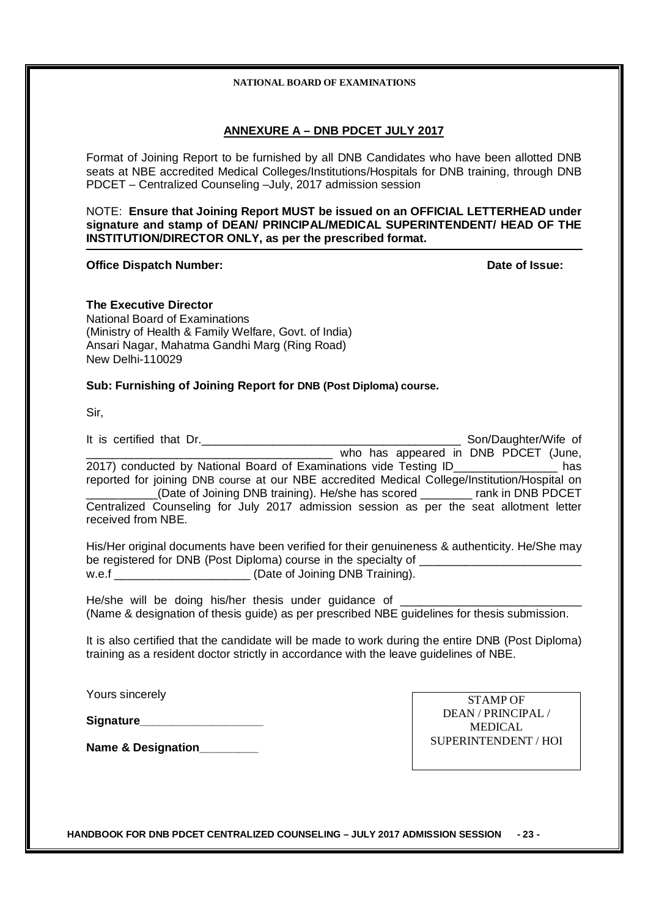NATIONAL BOARD OF EXAMINATIONS

## ANNEXURE A – DNB PDCET JULY 2017

Format of Joining Report to be furnished by all DNB Candidates who have been allotted DNB seats at NBE accredited Medical Colleges/Institutions/Hospitals for DNB training, through DNB PDCET – Centralized Counseling –July, 2017 admission session

NOTE: **Ensure that Joining Report MUST be issued on an OFFICIAL LETTERHEAD under signature and stamp of DEAN/ PRINCIPAL/MEDICAL SUPERINTENDENT/ HEAD OF THE INSTITUTION/DIRECTOR ONLY, as per the prescribed format.**

---

**Office Dispatch Number:** **Date of Issue:**

**The Executive Director**
National Board of Examinations
(Ministry of Health & Family Welfare, Govt. of India)
Ansari Nagar, Mahatma Gandhi Marg (Ring Road)
New Delhi-110029

**Sub: Furnishing of Joining Report for DNB (Post Diploma) course.**

Sir,

It is certified that Dr.________________________________________ Son/Daughter/Wife of ____________________________________ who has appeared in DNB PDCET (June, 2017) conducted by National Board of Examinations vide Testing ID________________ has reported for joining DNB course at our NBE accredited Medical College/Institution/Hospital on ___________(Date of Joining DNB training). He/she has scored ________ rank in DNB PDCET Centralized Counseling for July 2017 admission session as per the seat allotment letter received from NBE.

His/Her original documents have been verified for their genuineness & authenticity. He/She may be registered for DNB (Post Diploma) course in the specialty of _________________________ w.e.f _____________________ (Date of Joining DNB Training).

He/she will be doing his/her thesis under guidance of ____________________________ (Name & designation of thesis guide) as per prescribed NBE guidelines for thesis submission.

It is also certified that the candidate will be made to work during the entire DNB (Post Diploma) training as a resident doctor strictly in accordance with the leave guidelines of NBE.

Yours sincerely

**Signature___________________**

**Name & Designation_________**

STAMP OF
DEAN / PRINCIPAL /
MEDICAL
SUPERINTENDENT / HOI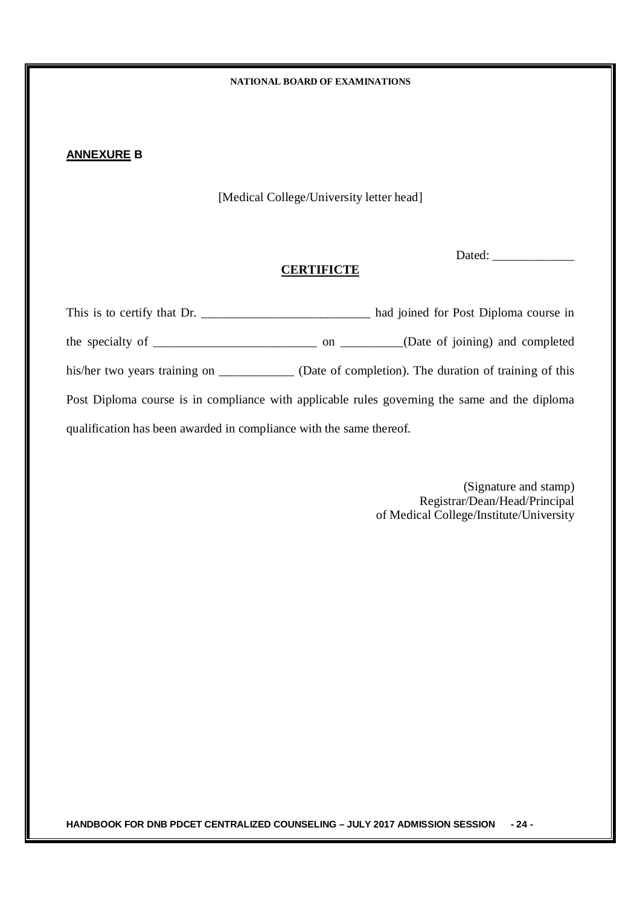**ANNEXURE B**

[Medical College/University letter head]

Dated: _____________

**CERTIFICTE**

This is to certify that Dr. ___________________________ had joined for Post Diploma course in the specialty of __________________________ on __________(Date of joining) and completed his/her two years training on ____________ (Date of completion). The duration of training of this Post Diploma course is in compliance with applicable rules governing the same and the diploma qualification has been awarded in compliance with the same thereof.

(Signature and stamp)
Registrar/Dean/Head/Principal
of Medical College/Institute/University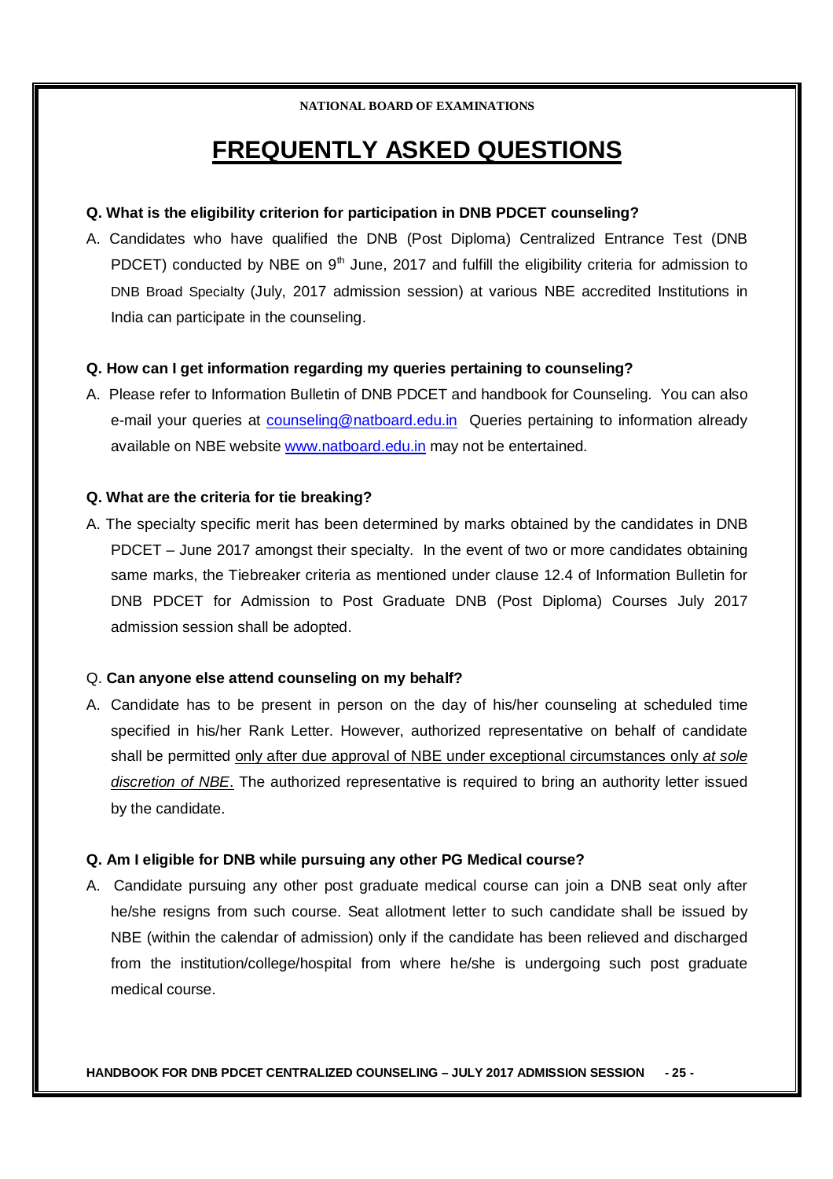NATIONAL BOARD OF EXAMINATIONS

# FREQUENTLY ASKED QUESTIONS

**Q. What is the eligibility criterion for participation in DNB PDCET counseling?**

A. Candidates who have qualified the DNB (Post Diploma) Centralized Entrance Test (DNB PDCET) conducted by NBE on 9th June, 2017 and fulfill the eligibility criteria for admission to DNB Broad Specialty (July, 2017 admission session) at various NBE accredited Institutions in India can participate in the counseling.

**Q. How can I get information regarding my queries pertaining to counseling?**

A. Please refer to Information Bulletin of DNB PDCET and handbook for Counseling. You can also e-mail your queries at counseling@natboard.edu.in Queries pertaining to information already available on NBE website www.natboard.edu.in may not be entertained.

**Q. What are the criteria for tie breaking?**

A. The specialty specific merit has been determined by marks obtained by the candidates in DNB PDCET – June 2017 amongst their specialty. In the event of two or more candidates obtaining same marks, the Tiebreaker criteria as mentioned under clause 12.4 of Information Bulletin for DNB PDCET for Admission to Post Graduate DNB (Post Diploma) Courses July 2017 admission session shall be adopted.

Q. **Can anyone else attend counseling on my behalf?**

A. Candidate has to be present in person on the day of his/her counseling at scheduled time specified in his/her Rank Letter. However, authorized representative on behalf of candidate shall be permitted only after due approval of NBE under exceptional circumstances only *at sole discretion of NBE*. The authorized representative is required to bring an authority letter issued by the candidate.

**Q. Am I eligible for DNB while pursuing any other PG Medical course?**

A. Candidate pursuing any other post graduate medical course can join a DNB seat only after he/she resigns from such course. Seat allotment letter to such candidate shall be issued by NBE (within the calendar of admission) only if the candidate has been relieved and discharged from the institution/college/hospital from where he/she is undergoing such post graduate medical course.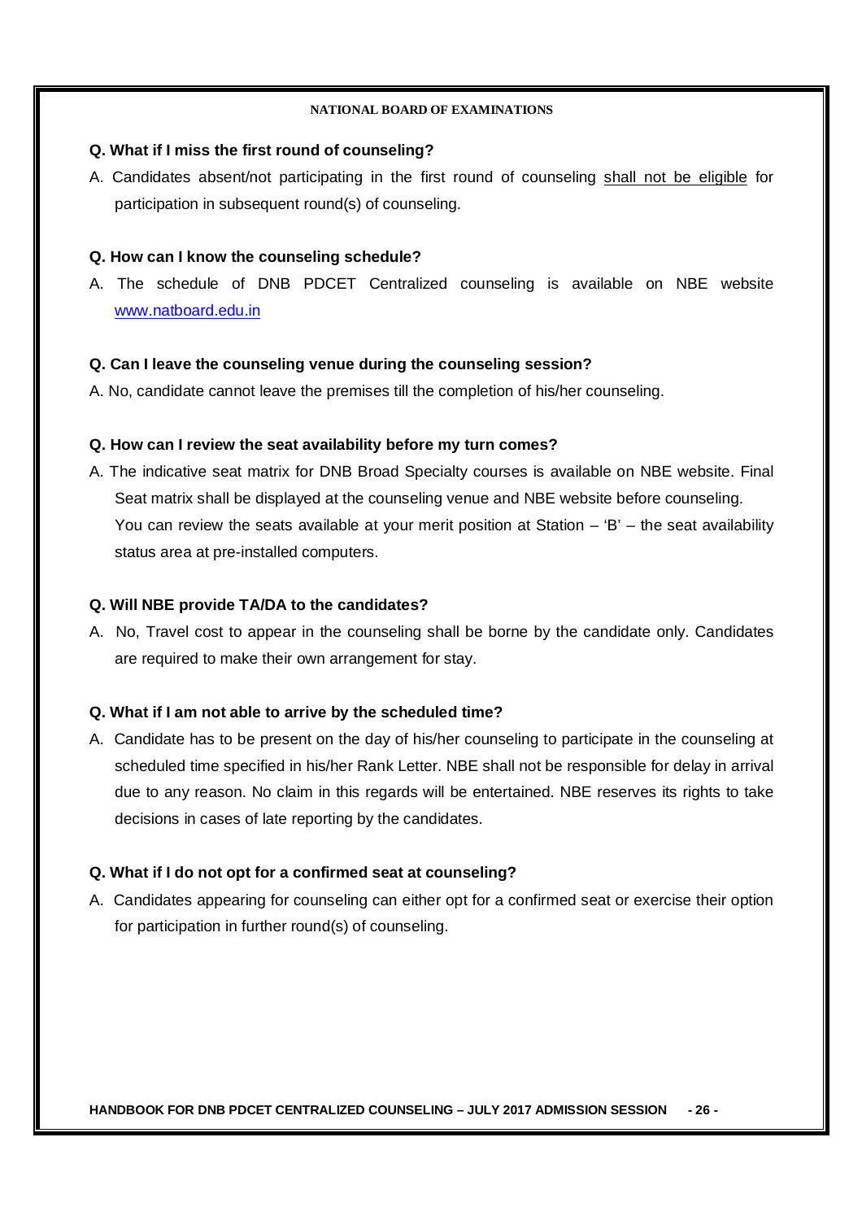**Q. What if I miss the first round of counseling?**

A. Candidates absent/not participating in the first round of counseling shall not be eligible for participation in subsequent round(s) of counseling.

**Q. How can I know the counseling schedule?**

A. The schedule of DNB PDCET Centralized counseling is available on NBE website www.natboard.edu.in

**Q. Can I leave the counseling venue during the counseling session?**

A. No, candidate cannot leave the premises till the completion of his/her counseling.

**Q. How can I review the seat availability before my turn comes?**

A. The indicative seat matrix for DNB Broad Specialty courses is available on NBE website. Final Seat matrix shall be displayed at the counseling venue and NBE website before counseling. You can review the seats available at your merit position at Station – 'B' – the seat availability status area at pre-installed computers.

**Q. Will NBE provide TA/DA to the candidates?**

A. No, Travel cost to appear in the counseling shall be borne by the candidate only. Candidates are required to make their own arrangement for stay.

**Q. What if I am not able to arrive by the scheduled time?**

A. Candidate has to be present on the day of his/her counseling to participate in the counseling at scheduled time specified in his/her Rank Letter. NBE shall not be responsible for delay in arrival due to any reason. No claim in this regards will be entertained. NBE reserves its rights to take decisions in cases of late reporting by the candidates.

**Q. What if I do not opt for a confirmed seat at counseling?**

A. Candidates appearing for counseling can either opt for a confirmed seat or exercise their option for participation in further round(s) of counseling.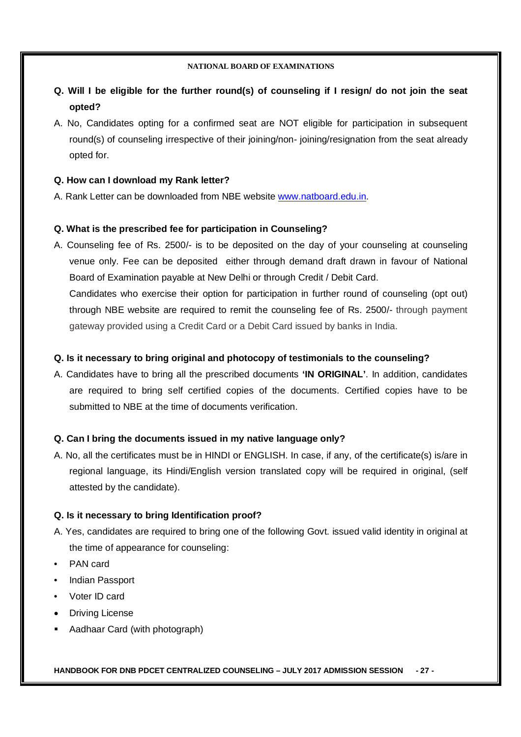**Q. Will I be eligible for the further round(s) of counseling if I resign/ do not join the seat opted?**

A. No, Candidates opting for a confirmed seat are NOT eligible for participation in subsequent round(s) of counseling irrespective of their joining/non- joining/resignation from the seat already opted for.

**Q. How can I download my Rank letter?**

A. Rank Letter can be downloaded from NBE website [www.natboard.edu.in](http://www.natboard.edu.in).

**Q. What is the prescribed fee for participation in Counseling?**

A. Counseling fee of Rs. 2500/- is to be deposited on the day of your counseling at counseling venue only. Fee can be deposited either through demand draft drawn in favour of National Board of Examination payable at New Delhi or through Credit / Debit Card.

Candidates who exercise their option for participation in further round of counseling (opt out) through NBE website are required to remit the counseling fee of Rs. 2500/- through payment gateway provided using a Credit Card or a Debit Card issued by banks in India.

**Q. Is it necessary to bring original and photocopy of testimonials to the counseling?**

A. Candidates have to bring all the prescribed documents **'IN ORIGINAL'**. In addition, candidates are required to bring self certified copies of the documents. Certified copies have to be submitted to NBE at the time of documents verification.

**Q. Can I bring the documents issued in my native language only?**

A. No, all the certificates must be in HINDI or ENGLISH. In case, if any, of the certificate(s) is/are in regional language, its Hindi/English version translated copy will be required in original, (self attested by the candidate).

**Q. Is it necessary to bring Identification proof?**

A. Yes, candidates are required to bring one of the following Govt. issued valid identity in original at the time of appearance for counseling:

- PAN card
- Indian Passport
- Voter ID card
- Driving License
- Aadhaar Card (with photograph)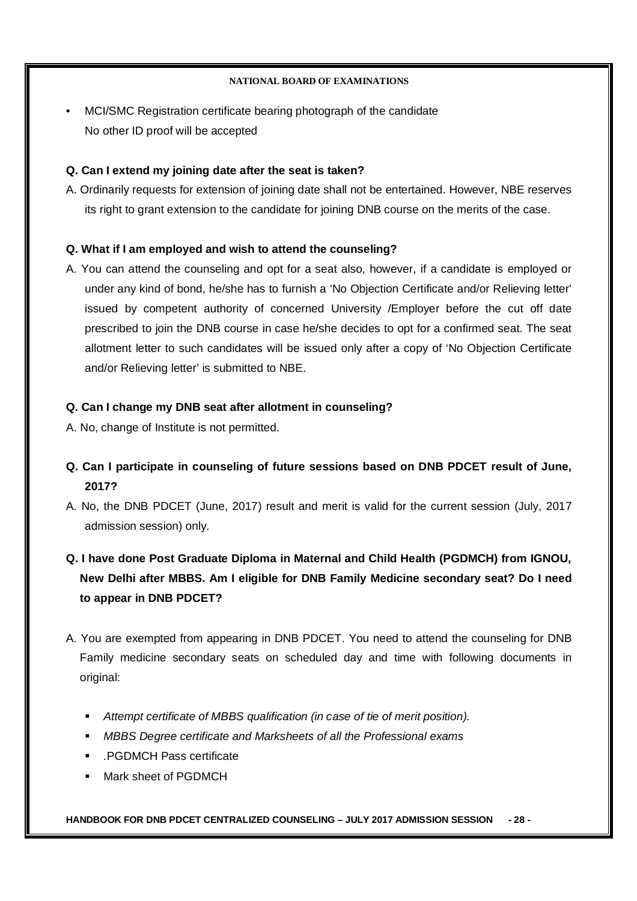- MCI/SMC Registration certificate bearing photograph of the candidate
  No other ID proof will be accepted

**Q. Can I extend my joining date after the seat is taken?**

A. Ordinarily requests for extension of joining date shall not be entertained. However, NBE reserves its right to grant extension to the candidate for joining DNB course on the merits of the case.

**Q. What if I am employed and wish to attend the counseling?**

A. You can attend the counseling and opt for a seat also, however, if a candidate is employed or under any kind of bond, he/she has to furnish a 'No Objection Certificate and/or Relieving letter' issued by competent authority of concerned University /Employer before the cut off date prescribed to join the DNB course in case he/she decides to opt for a confirmed seat. The seat allotment letter to such candidates will be issued only after a copy of 'No Objection Certificate and/or Relieving letter' is submitted to NBE.

**Q. Can I change my DNB seat after allotment in counseling?**

A. No, change of Institute is not permitted.

**Q. Can I participate in counseling of future sessions based on DNB PDCET result of June, 2017?**

A. No, the DNB PDCET (June, 2017) result and merit is valid for the current session (July, 2017 admission session) only.

**Q. I have done Post Graduate Diploma in Maternal and Child Health (PGDMCH) from IGNOU, New Delhi after MBBS. Am I eligible for DNB Family Medicine secondary seat? Do I need to appear in DNB PDCET?**

A. You are exempted from appearing in DNB PDCET. You need to attend the counseling for DNB Family medicine secondary seats on scheduled day and time with following documents in original:

- *Attempt certificate of MBBS qualification (in case of tie of merit position).*
- *MBBS Degree certificate and Marksheets of all the Professional exams*
- .PGDMCH Pass certificate
- Mark sheet of PGDMCH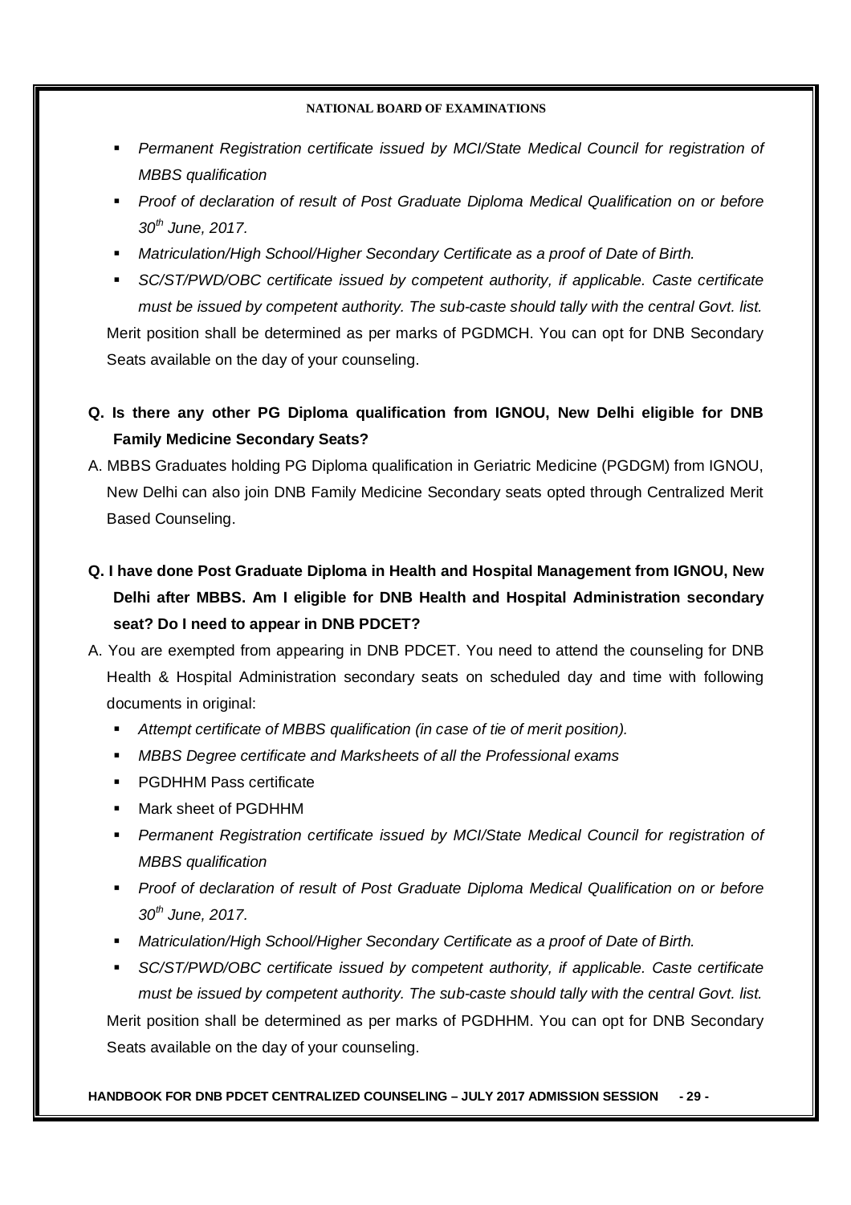- *Permanent Registration certificate issued by MCI/State Medical Council for registration of MBBS qualification*
- *Proof of declaration of result of Post Graduate Diploma Medical Qualification on or before 30th June, 2017.*
- *Matriculation/High School/Higher Secondary Certificate as a proof of Date of Birth.*
- *SC/ST/PWD/OBC certificate issued by competent authority, if applicable. Caste certificate must be issued by competent authority. The sub-caste should tally with the central Govt. list.*

Merit position shall be determined as per marks of PGDMCH. You can opt for DNB Secondary Seats available on the day of your counseling.

**Q. Is there any other PG Diploma qualification from IGNOU, New Delhi eligible for DNB Family Medicine Secondary Seats?**

A. MBBS Graduates holding PG Diploma qualification in Geriatric Medicine (PGDGM) from IGNOU, New Delhi can also join DNB Family Medicine Secondary seats opted through Centralized Merit Based Counseling.

**Q. I have done Post Graduate Diploma in Health and Hospital Management from IGNOU, New Delhi after MBBS. Am I eligible for DNB Health and Hospital Administration secondary seat? Do I need to appear in DNB PDCET?**

A. You are exempted from appearing in DNB PDCET. You need to attend the counseling for DNB Health & Hospital Administration secondary seats on scheduled day and time with following documents in original:

- *Attempt certificate of MBBS qualification (in case of tie of merit position).*
- *MBBS Degree certificate and Marksheets of all the Professional exams*
- PGDHHM Pass certificate
- Mark sheet of PGDHHM
- *Permanent Registration certificate issued by MCI/State Medical Council for registration of MBBS qualification*
- *Proof of declaration of result of Post Graduate Diploma Medical Qualification on or before 30th June, 2017.*
- *Matriculation/High School/Higher Secondary Certificate as a proof of Date of Birth.*
- *SC/ST/PWD/OBC certificate issued by competent authority, if applicable. Caste certificate must be issued by competent authority. The sub-caste should tally with the central Govt. list.*

Merit position shall be determined as per marks of PGDHHM. You can opt for DNB Secondary Seats available on the day of your counseling.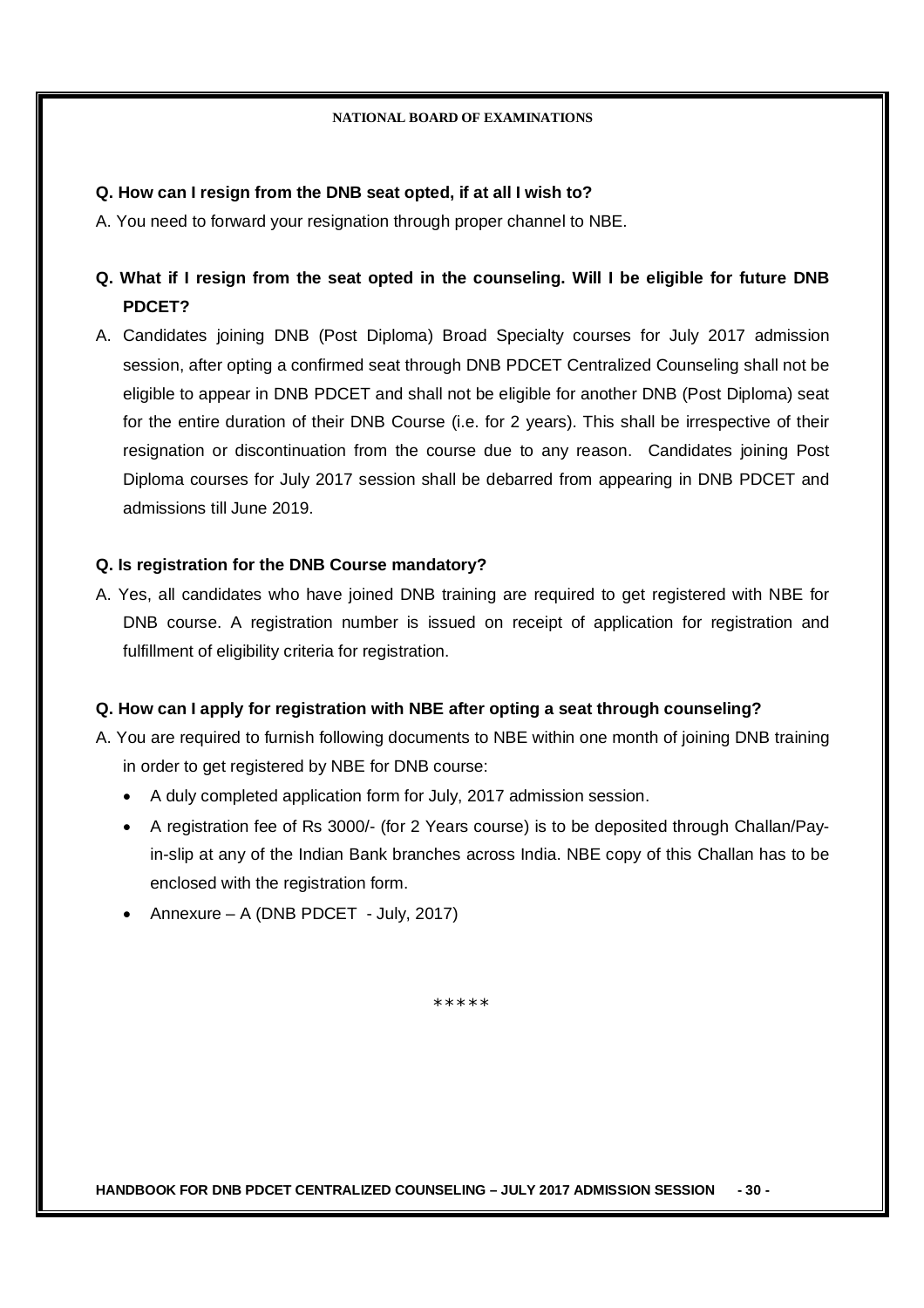**Q. How can I resign from the DNB seat opted, if at all I wish to?**

A. You need to forward your resignation through proper channel to NBE.

**Q. What if I resign from the seat opted in the counseling. Will I be eligible for future DNB PDCET?**

A. Candidates joining DNB (Post Diploma) Broad Specialty courses for July 2017 admission session, after opting a confirmed seat through DNB PDCET Centralized Counseling shall not be eligible to appear in DNB PDCET and shall not be eligible for another DNB (Post Diploma) seat for the entire duration of their DNB Course (i.e. for 2 years). This shall be irrespective of their resignation or discontinuation from the course due to any reason. Candidates joining Post Diploma courses for July 2017 session shall be debarred from appearing in DNB PDCET and admissions till June 2019.

**Q. Is registration for the DNB Course mandatory?**

A. Yes, all candidates who have joined DNB training are required to get registered with NBE for DNB course. A registration number is issued on receipt of application for registration and fulfillment of eligibility criteria for registration.

**Q. How can I apply for registration with NBE after opting a seat through counseling?**

A. You are required to furnish following documents to NBE within one month of joining DNB training in order to get registered by NBE for DNB course:

- A duly completed application form for July, 2017 admission session.
- A registration fee of Rs 3000/- (for 2 Years course) is to be deposited through Challan/Pay-in-slip at any of the Indian Bank branches across India. NBE copy of this Challan has to be enclosed with the registration form.
- Annexure – A (DNB PDCET - July, 2017)

*****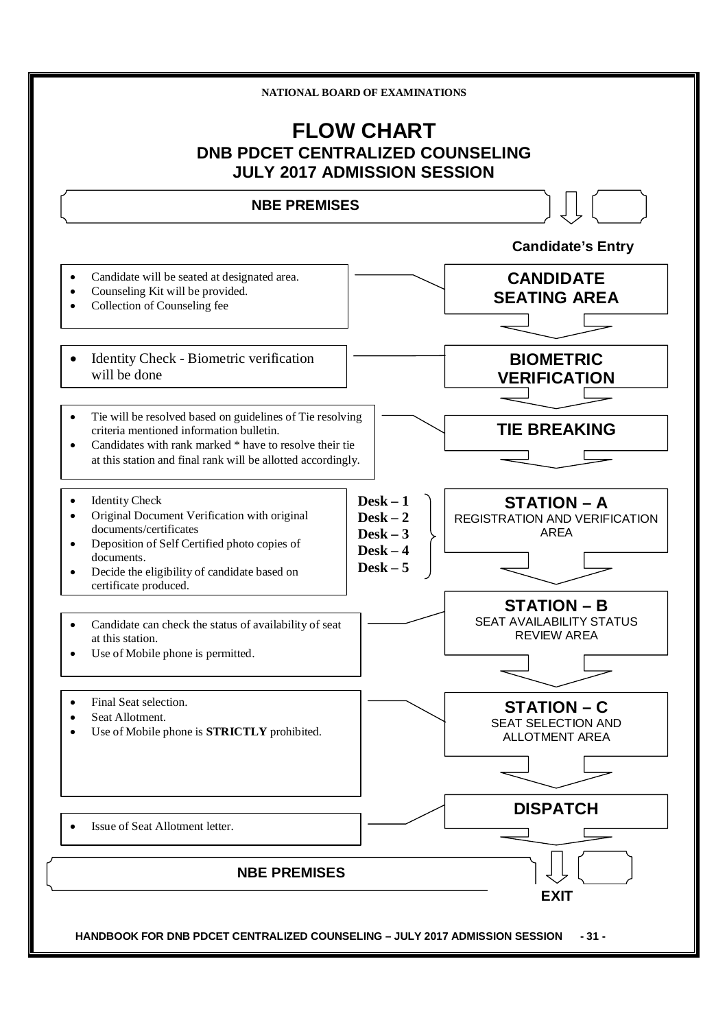NATIONAL BOARD OF EXAMINATIONS

# FLOW CHART

## DNB PDCET CENTRALIZED COUNSELING
## JULY 2017 ADMISSION SESSION

**NBE PREMISES**

**Candidate's Entry**

### CANDIDATE SEATING AREA

- Candidate will be seated at designated area.
- Counseling Kit will be provided.
- Collection of Counseling fee

### BIOMETRIC VERIFICATION

- Identity Check - Biometric verification will be done

### TIE BREAKING

- Tie will be resolved based on guidelines of Tie resolving criteria mentioned information bulletin.
- Candidates with rank marked * have to resolve their tie at this station and final rank will be allotted accordingly.

### STATION – A
REGISTRATION AND VERIFICATION AREA

**Desk – 1**
**Desk – 2**
**Desk – 3**
**Desk – 4**
**Desk – 5**

- Identity Check
- Original Document Verification with original documents/certificates
- Deposition of Self Certified photo copies of documents.
- Decide the eligibility of candidate based on certificate produced.

### STATION – B
SEAT AVAILABILITY STATUS REVIEW AREA

- Candidate can check the status of availability of seat at this station.
- Use of Mobile phone is permitted.

### STATION – C
SEAT SELECTION AND ALLOTMENT AREA

- Final Seat selection.
- Seat Allotment.
- Use of Mobile phone is **STRICTLY** prohibited.

### DISPATCH

- Issue of Seat Allotment letter.

**NBE PREMISES**

**EXIT**